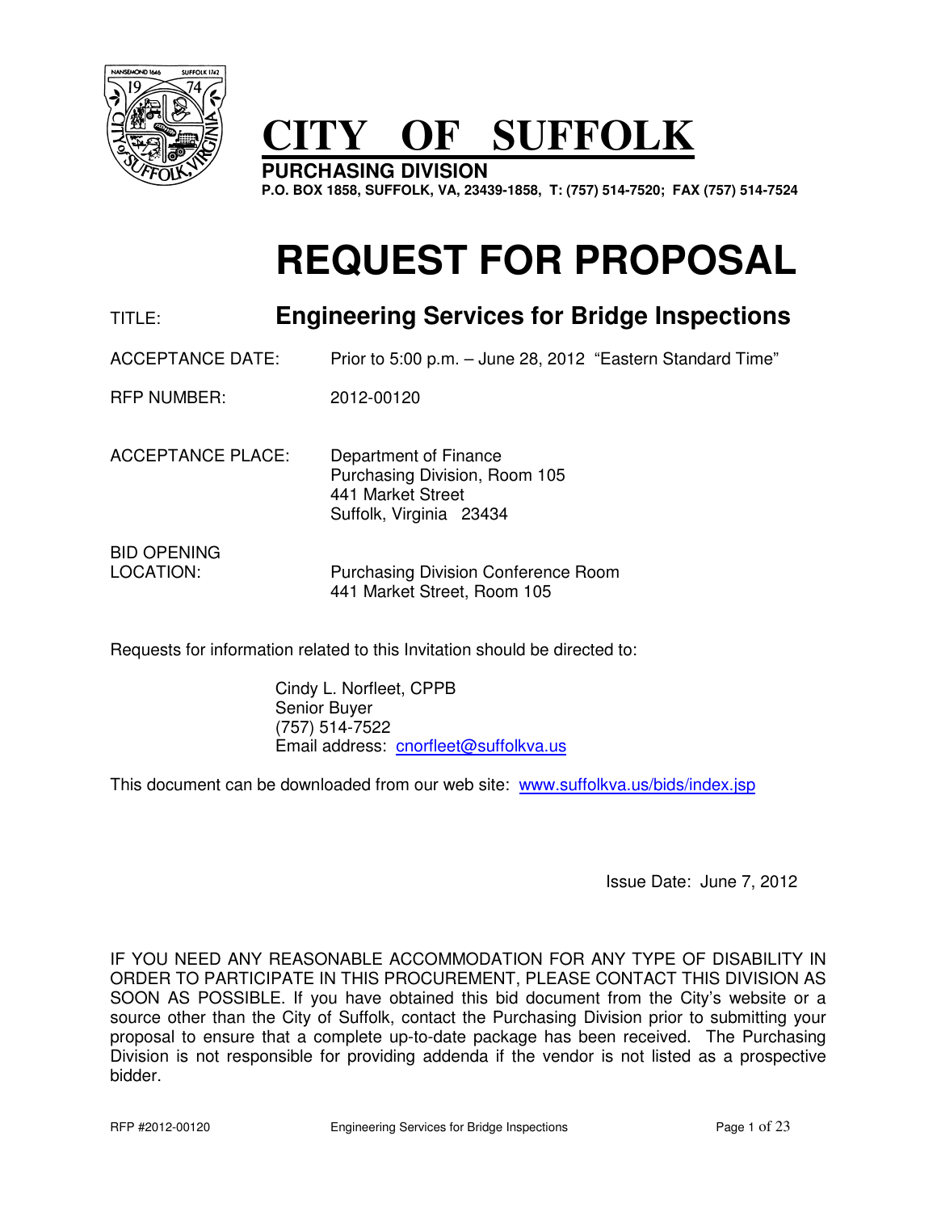# CITY OF SUFFOLK

**PURCHASING DIVISION**

**P.O. BOX 1858, SUFFOLK, VA, 23439-1858, T: (757) 514-7520; FAX (757) 514-7524**

# REQUEST FOR PROPOSAL

TITLE: **Engineering Services for Bridge Inspections**

ACCEPTANCE DATE: Prior to 5:00 p.m. – June 28, 2012 "Eastern Standard Time"

RFP NUMBER: 2012-00120

ACCEPTANCE PLACE: Department of Finance
Purchasing Division, Room 105
441 Market Street
Suffolk, Virginia 23434

BID OPENING LOCATION: Purchasing Division Conference Room
441 Market Street, Room 105

Requests for information related to this Invitation should be directed to:

Cindy L. Norfleet, CPPB
Senior Buyer
(757) 514-7522
Email address: cnorfleet@suffolkva.us

This document can be downloaded from our web site: www.suffolkva.us/bids/index.jsp

Issue Date: June 7, 2012

IF YOU NEED ANY REASONABLE ACCOMMODATION FOR ANY TYPE OF DISABILITY IN ORDER TO PARTICIPATE IN THIS PROCUREMENT, PLEASE CONTACT THIS DIVISION AS SOON AS POSSIBLE. If you have obtained this bid document from the City's website or a source other than the City of Suffolk, contact the Purchasing Division prior to submitting your proposal to ensure that a complete up-to-date package has been received. The Purchasing Division is not responsible for providing addenda if the vendor is not listed as a prospective bidder.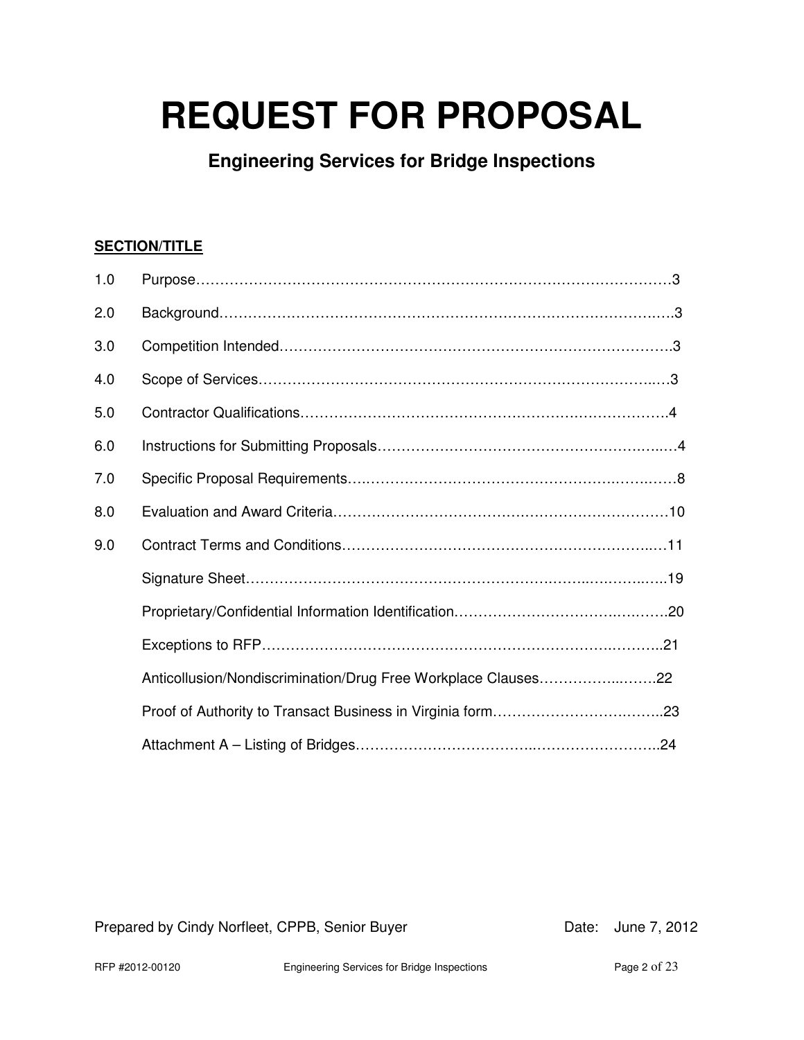# REQUEST FOR PROPOSAL

## Engineering Services for Bridge Inspections

**SECTION/TITLE**

| | | |
|---|---|---|
| 1.0 | Purpose | 3 |
| 2.0 | Background | 3 |
| 3.0 | Competition Intended | 3 |
| 4.0 | Scope of Services | 3 |
| 5.0 | Contractor Qualifications | 4 |
| 6.0 | Instructions for Submitting Proposals | 4 |
| 7.0 | Specific Proposal Requirements | 8 |
| 8.0 | Evaluation and Award Criteria | 10 |
| 9.0 | Contract Terms and Conditions | 11 |
| | Signature Sheet | 19 |
| | Proprietary/Confidential Information Identification | 20 |
| | Exceptions to RFP | 21 |
| | Anticollusion/Nondiscrimination/Drug Free Workplace Clauses | 22 |
| | Proof of Authority to Transact Business in Virginia form | 23 |
| | Attachment A – Listing of Bridges | 24 |

Prepared by Cindy Norfleet, CPPB, Senior Buyer

Date: June 7, 2012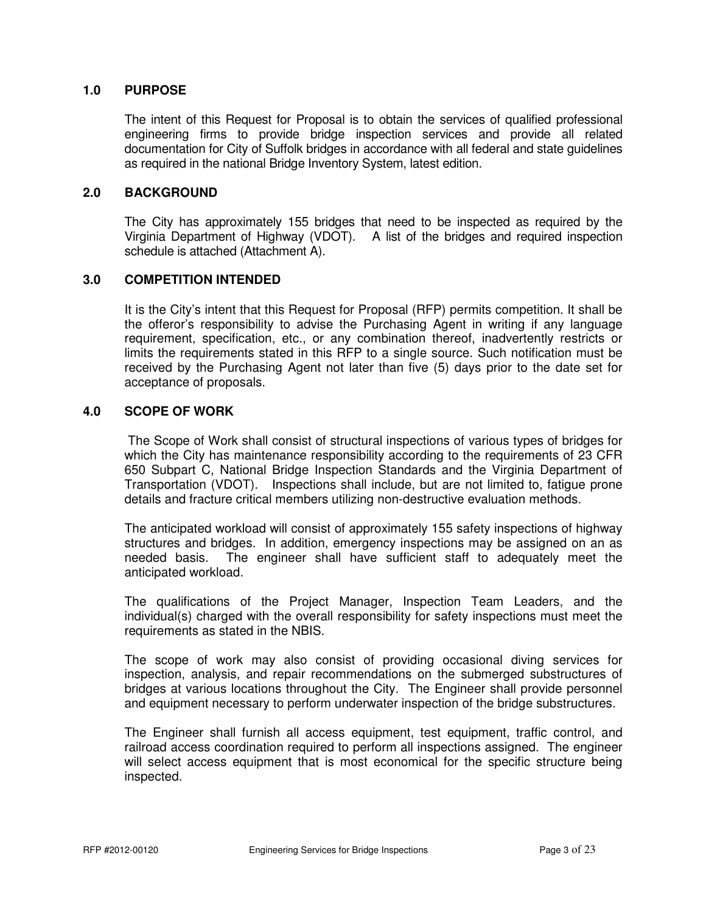## 1.0 PURPOSE

The intent of this Request for Proposal is to obtain the services of qualified professional engineering firms to provide bridge inspection services and provide all related documentation for City of Suffolk bridges in accordance with all federal and state guidelines as required in the national Bridge Inventory System, latest edition.

## 2.0 BACKGROUND

The City has approximately 155 bridges that need to be inspected as required by the Virginia Department of Highway (VDOT). A list of the bridges and required inspection schedule is attached (Attachment A).

## 3.0 COMPETITION INTENDED

It is the City's intent that this Request for Proposal (RFP) permits competition. It shall be the offeror's responsibility to advise the Purchasing Agent in writing if any language requirement, specification, etc., or any combination thereof, inadvertently restricts or limits the requirements stated in this RFP to a single source. Such notification must be received by the Purchasing Agent not later than five (5) days prior to the date set for acceptance of proposals.

## 4.0 SCOPE OF WORK

The Scope of Work shall consist of structural inspections of various types of bridges for which the City has maintenance responsibility according to the requirements of 23 CFR 650 Subpart C, National Bridge Inspection Standards and the Virginia Department of Transportation (VDOT). Inspections shall include, but are not limited to, fatigue prone details and fracture critical members utilizing non-destructive evaluation methods.

The anticipated workload will consist of approximately 155 safety inspections of highway structures and bridges. In addition, emergency inspections may be assigned on an as needed basis. The engineer shall have sufficient staff to adequately meet the anticipated workload.

The qualifications of the Project Manager, Inspection Team Leaders, and the individual(s) charged with the overall responsibility for safety inspections must meet the requirements as stated in the NBIS.

The scope of work may also consist of providing occasional diving services for inspection, analysis, and repair recommendations on the submerged substructures of bridges at various locations throughout the City. The Engineer shall provide personnel and equipment necessary to perform underwater inspection of the bridge substructures.

The Engineer shall furnish all access equipment, test equipment, traffic control, and railroad access coordination required to perform all inspections assigned. The engineer will select access equipment that is most economical for the specific structure being inspected.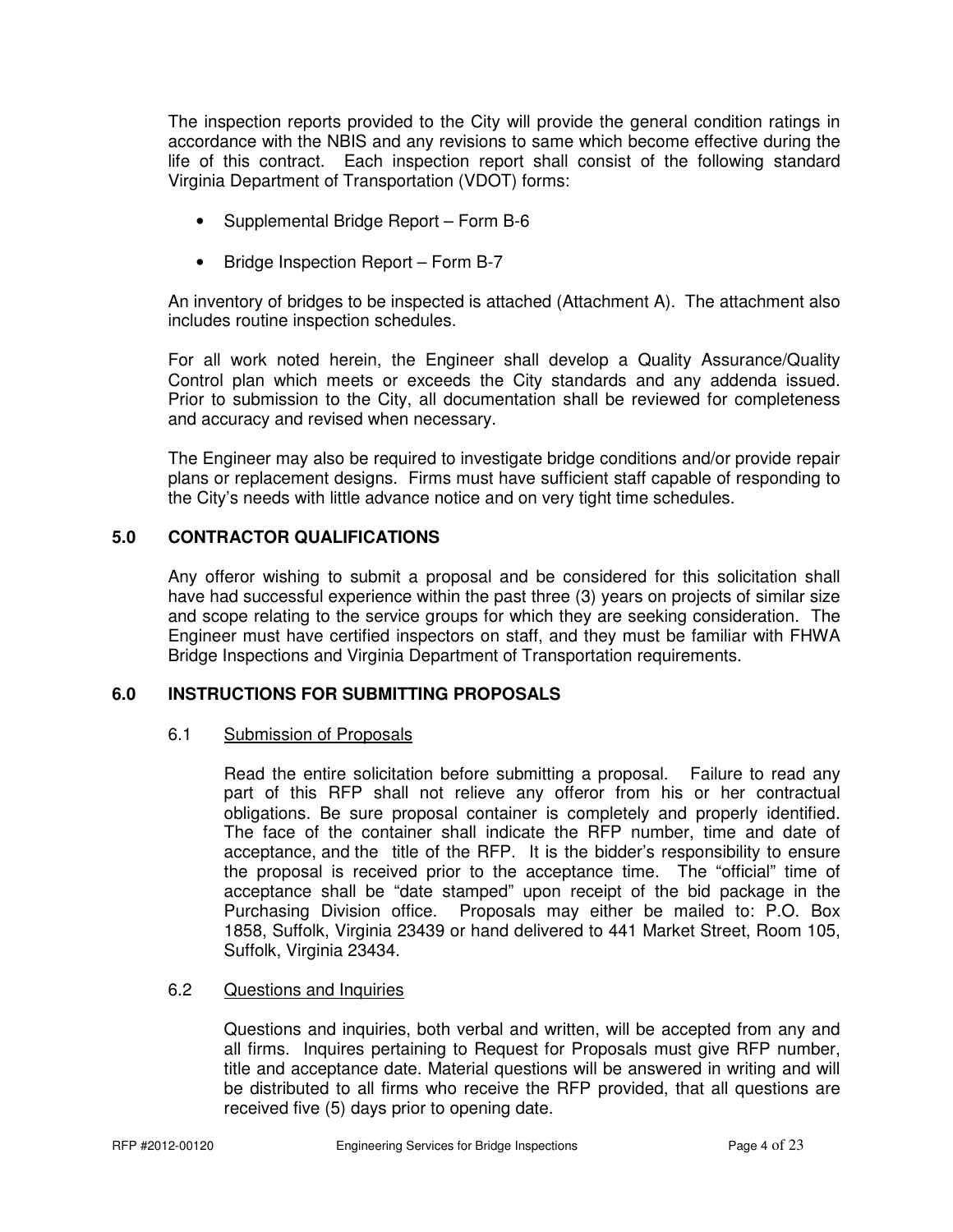The inspection reports provided to the City will provide the general condition ratings in accordance with the NBIS and any revisions to same which become effective during the life of this contract. Each inspection report shall consist of the following standard Virginia Department of Transportation (VDOT) forms:

- Supplemental Bridge Report – Form B-6
- Bridge Inspection Report – Form B-7

An inventory of bridges to be inspected is attached (Attachment A). The attachment also includes routine inspection schedules.

For all work noted herein, the Engineer shall develop a Quality Assurance/Quality Control plan which meets or exceeds the City standards and any addenda issued. Prior to submission to the City, all documentation shall be reviewed for completeness and accuracy and revised when necessary.

The Engineer may also be required to investigate bridge conditions and/or provide repair plans or replacement designs. Firms must have sufficient staff capable of responding to the City's needs with little advance notice and on very tight time schedules.

## 5.0 CONTRACTOR QUALIFICATIONS

Any offeror wishing to submit a proposal and be considered for this solicitation shall have had successful experience within the past three (3) years on projects of similar size and scope relating to the service groups for which they are seeking consideration. The Engineer must have certified inspectors on staff, and they must be familiar with FHWA Bridge Inspections and Virginia Department of Transportation requirements.

## 6.0 INSTRUCTIONS FOR SUBMITTING PROPOSALS

### 6.1 Submission of Proposals

Read the entire solicitation before submitting a proposal. Failure to read any part of this RFP shall not relieve any offeror from his or her contractual obligations. Be sure proposal container is completely and properly identified. The face of the container shall indicate the RFP number, time and date of acceptance, and the title of the RFP. It is the bidder's responsibility to ensure the proposal is received prior to the acceptance time. The "official" time of acceptance shall be "date stamped" upon receipt of the bid package in the Purchasing Division office. Proposals may either be mailed to: P.O. Box 1858, Suffolk, Virginia 23439 or hand delivered to 441 Market Street, Room 105, Suffolk, Virginia 23434.

### 6.2 Questions and Inquiries

Questions and inquiries, both verbal and written, will be accepted from any and all firms. Inquires pertaining to Request for Proposals must give RFP number, title and acceptance date. Material questions will be answered in writing and will be distributed to all firms who receive the RFP provided, that all questions are received five (5) days prior to opening date.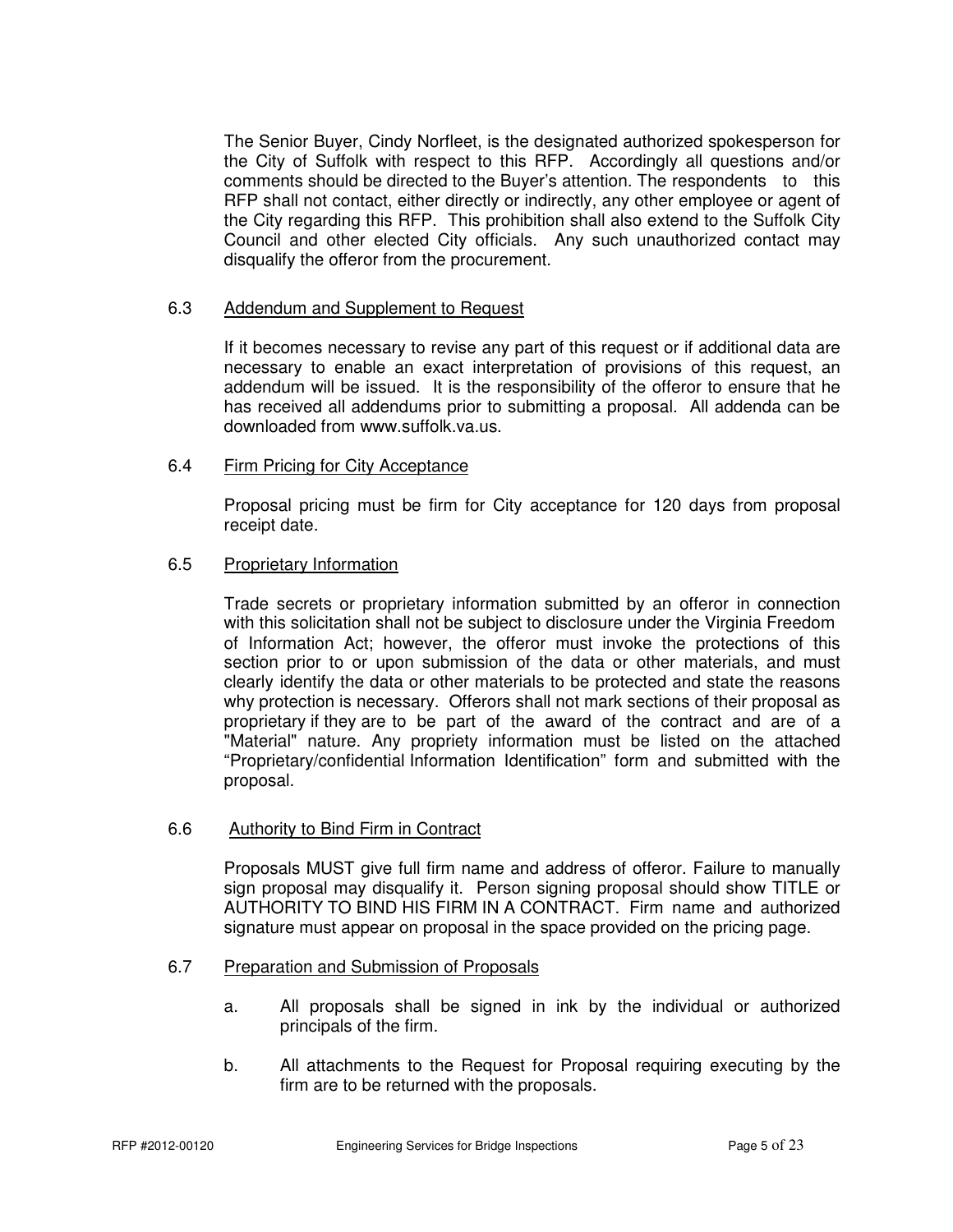The Senior Buyer, Cindy Norfleet, is the designated authorized spokesperson for the City of Suffolk with respect to this RFP. Accordingly all questions and/or comments should be directed to the Buyer's attention. The respondents to this RFP shall not contact, either directly or indirectly, any other employee or agent of the City regarding this RFP. This prohibition shall also extend to the Suffolk City Council and other elected City officials. Any such unauthorized contact may disqualify the offeror from the procurement.

### 6.3 Addendum and Supplement to Request

If it becomes necessary to revise any part of this request or if additional data are necessary to enable an exact interpretation of provisions of this request, an addendum will be issued. It is the responsibility of the offeror to ensure that he has received all addendums prior to submitting a proposal. All addenda can be downloaded from www.suffolk.va.us.

### 6.4 Firm Pricing for City Acceptance

Proposal pricing must be firm for City acceptance for 120 days from proposal receipt date.

### 6.5 Proprietary Information

Trade secrets or proprietary information submitted by an offeror in connection with this solicitation shall not be subject to disclosure under the Virginia Freedom of Information Act; however, the offeror must invoke the protections of this section prior to or upon submission of the data or other materials, and must clearly identify the data or other materials to be protected and state the reasons why protection is necessary. Offerors shall not mark sections of their proposal as proprietary if they are to be part of the award of the contract and are of a "Material" nature. Any propriety information must be listed on the attached "Proprietary/confidential Information Identification" form and submitted with the proposal.

### 6.6 Authority to Bind Firm in Contract

Proposals MUST give full firm name and address of offeror. Failure to manually sign proposal may disqualify it. Person signing proposal should show TITLE or AUTHORITY TO BIND HIS FIRM IN A CONTRACT. Firm name and authorized signature must appear on proposal in the space provided on the pricing page.

### 6.7 Preparation and Submission of Proposals

a. All proposals shall be signed in ink by the individual or authorized principals of the firm.

b. All attachments to the Request for Proposal requiring executing by the firm are to be returned with the proposals.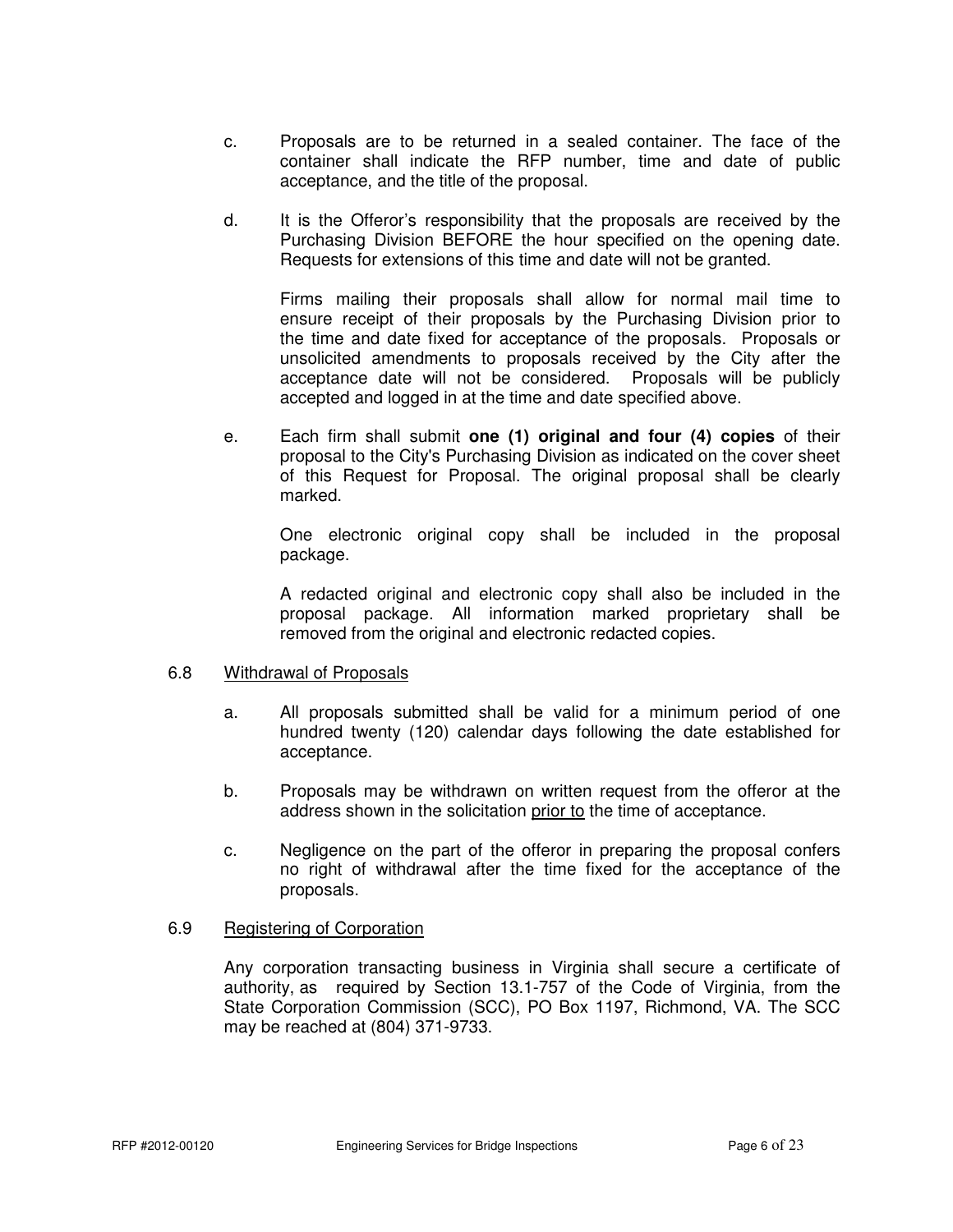c. Proposals are to be returned in a sealed container. The face of the container shall indicate the RFP number, time and date of public acceptance, and the title of the proposal.

d. It is the Offeror's responsibility that the proposals are received by the Purchasing Division BEFORE the hour specified on the opening date. Requests for extensions of this time and date will not be granted.

   Firms mailing their proposals shall allow for normal mail time to ensure receipt of their proposals by the Purchasing Division prior to the time and date fixed for acceptance of the proposals. Proposals or unsolicited amendments to proposals received by the City after the acceptance date will not be considered. Proposals will be publicly accepted and logged in at the time and date specified above.

e. Each firm shall submit **one (1) original and four (4) copies** of their proposal to the City's Purchasing Division as indicated on the cover sheet of this Request for Proposal. The original proposal shall be clearly marked.

   One electronic original copy shall be included in the proposal package.

   A redacted original and electronic copy shall also be included in the proposal package. All information marked proprietary shall be removed from the original and electronic redacted copies.

## 6.8 Withdrawal of Proposals

a. All proposals submitted shall be valid for a minimum period of one hundred twenty (120) calendar days following the date established for acceptance.

b. Proposals may be withdrawn on written request from the offeror at the address shown in the solicitation prior to the time of acceptance.

c. Negligence on the part of the offeror in preparing the proposal confers no right of withdrawal after the time fixed for the acceptance of the proposals.

## 6.9 Registering of Corporation

Any corporation transacting business in Virginia shall secure a certificate of authority, as required by Section 13.1-757 of the Code of Virginia, from the State Corporation Commission (SCC), PO Box 1197, Richmond, VA. The SCC may be reached at (804) 371-9733.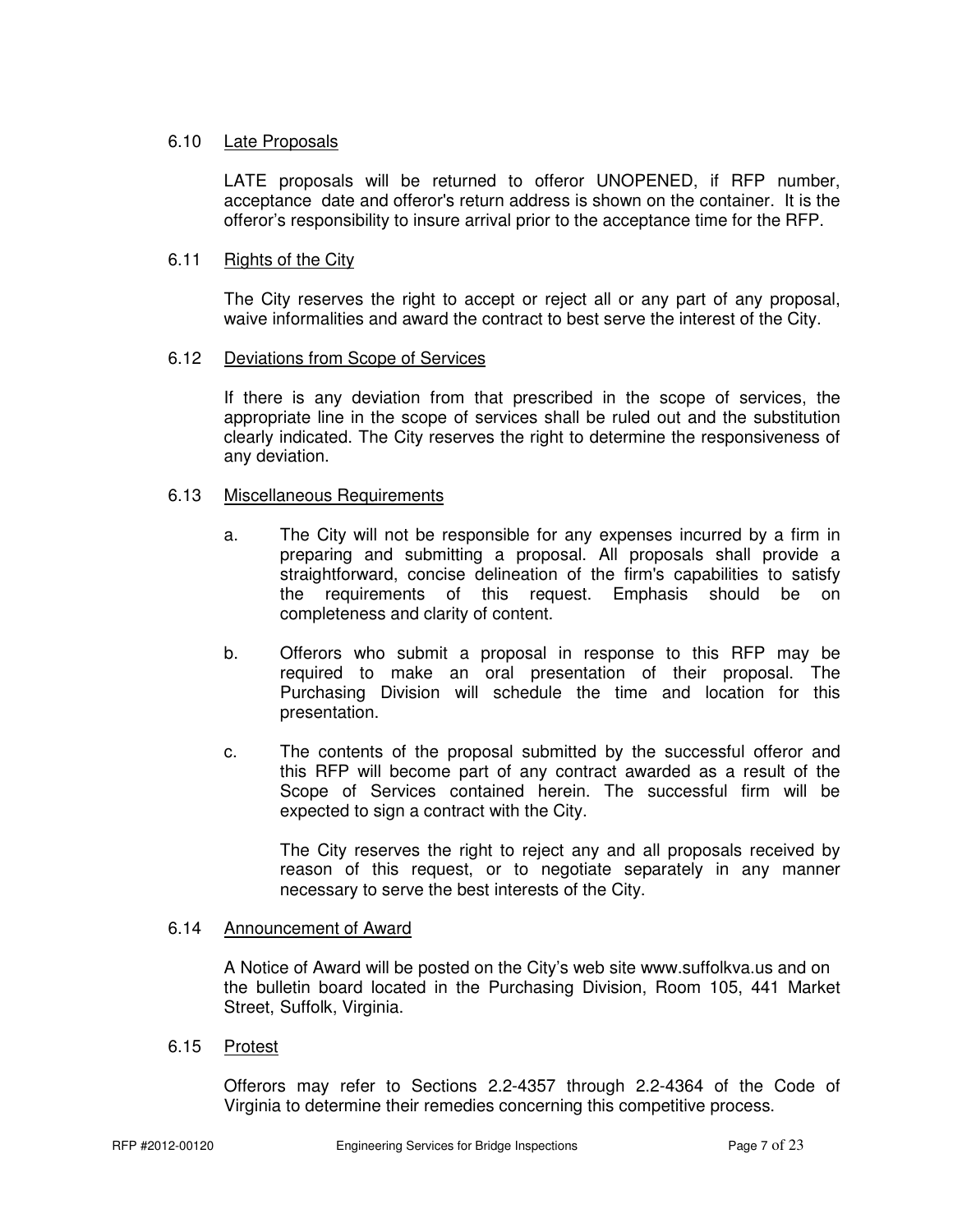### 6.10 Late Proposals

LATE proposals will be returned to offeror UNOPENED, if RFP number, acceptance date and offeror's return address is shown on the container. It is the offeror's responsibility to insure arrival prior to the acceptance time for the RFP.

### 6.11 Rights of the City

The City reserves the right to accept or reject all or any part of any proposal, waive informalities and award the contract to best serve the interest of the City.

### 6.12 Deviations from Scope of Services

If there is any deviation from that prescribed in the scope of services, the appropriate line in the scope of services shall be ruled out and the substitution clearly indicated. The City reserves the right to determine the responsiveness of any deviation.

### 6.13 Miscellaneous Requirements

a. The City will not be responsible for any expenses incurred by a firm in preparing and submitting a proposal. All proposals shall provide a straightforward, concise delineation of the firm's capabilities to satisfy the requirements of this request. Emphasis should be on completeness and clarity of content.

b. Offerors who submit a proposal in response to this RFP may be required to make an oral presentation of their proposal. The Purchasing Division will schedule the time and location for this presentation.

c. The contents of the proposal submitted by the successful offeror and this RFP will become part of any contract awarded as a result of the Scope of Services contained herein. The successful firm will be expected to sign a contract with the City.

   The City reserves the right to reject any and all proposals received by reason of this request, or to negotiate separately in any manner necessary to serve the best interests of the City.

### 6.14 Announcement of Award

A Notice of Award will be posted on the City's web site www.suffolkva.us and on the bulletin board located in the Purchasing Division, Room 105, 441 Market Street, Suffolk, Virginia.

### 6.15 Protest

Offerors may refer to Sections 2.2-4357 through 2.2-4364 of the Code of Virginia to determine their remedies concerning this competitive process.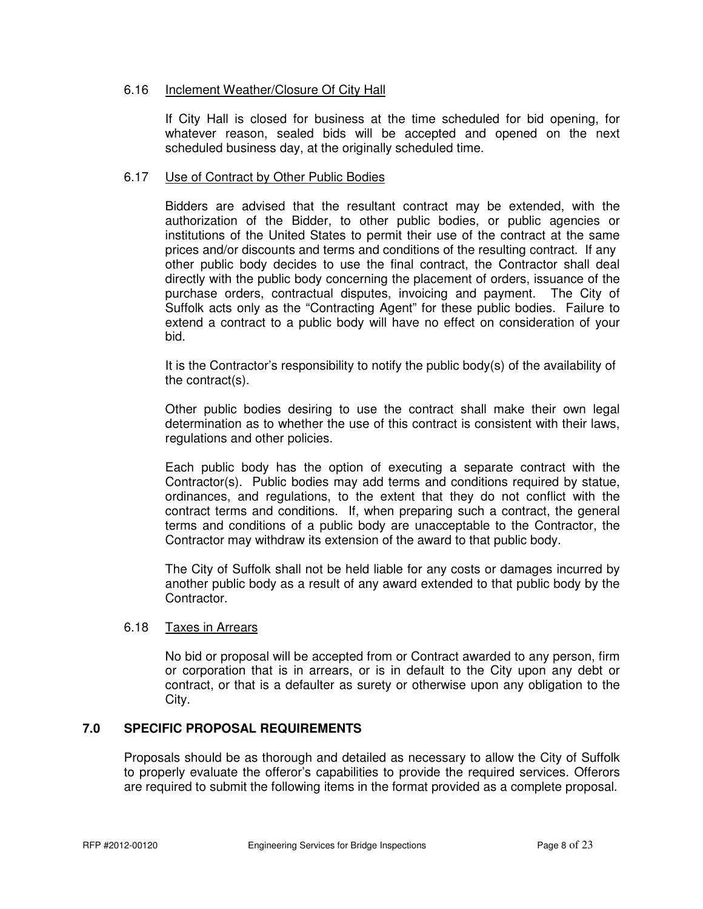### 6.16 Inclement Weather/Closure Of City Hall

If City Hall is closed for business at the time scheduled for bid opening, for whatever reason, sealed bids will be accepted and opened on the next scheduled business day, at the originally scheduled time.

### 6.17 Use of Contract by Other Public Bodies

Bidders are advised that the resultant contract may be extended, with the authorization of the Bidder, to other public bodies, or public agencies or institutions of the United States to permit their use of the contract at the same prices and/or discounts and terms and conditions of the resulting contract. If any other public body decides to use the final contract, the Contractor shall deal directly with the public body concerning the placement of orders, issuance of the purchase orders, contractual disputes, invoicing and payment. The City of Suffolk acts only as the "Contracting Agent" for these public bodies. Failure to extend a contract to a public body will have no effect on consideration of your bid.

It is the Contractor's responsibility to notify the public body(s) of the availability of the contract(s).

Other public bodies desiring to use the contract shall make their own legal determination as to whether the use of this contract is consistent with their laws, regulations and other policies.

Each public body has the option of executing a separate contract with the Contractor(s). Public bodies may add terms and conditions required by statue, ordinances, and regulations, to the extent that they do not conflict with the contract terms and conditions. If, when preparing such a contract, the general terms and conditions of a public body are unacceptable to the Contractor, the Contractor may withdraw its extension of the award to that public body.

The City of Suffolk shall not be held liable for any costs or damages incurred by another public body as a result of any award extended to that public body by the Contractor.

### 6.18 Taxes in Arrears

No bid or proposal will be accepted from or Contract awarded to any person, firm or corporation that is in arrears, or is in default to the City upon any debt or contract, or that is a defaulter as surety or otherwise upon any obligation to the City.

## 7.0 SPECIFIC PROPOSAL REQUIREMENTS

Proposals should be as thorough and detailed as necessary to allow the City of Suffolk to properly evaluate the offeror's capabilities to provide the required services. Offerors are required to submit the following items in the format provided as a complete proposal.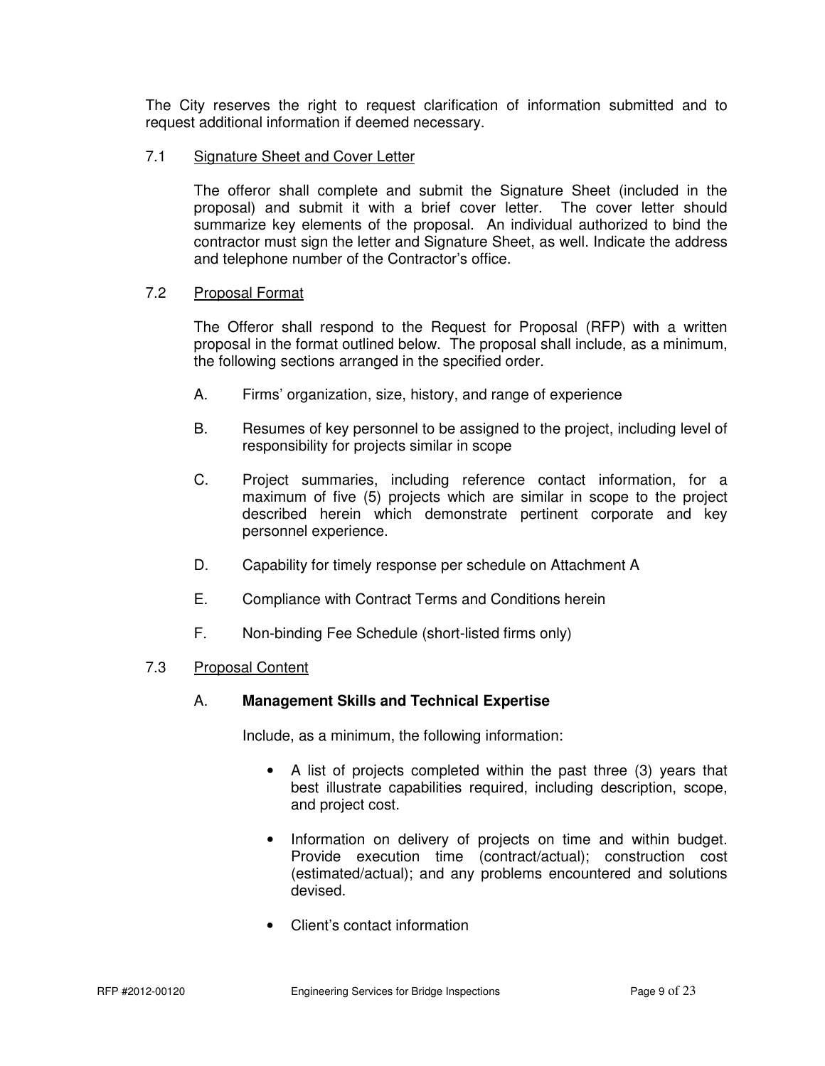The City reserves the right to request clarification of information submitted and to request additional information if deemed necessary.

### 7.1 Signature Sheet and Cover Letter

The offeror shall complete and submit the Signature Sheet (included in the proposal) and submit it with a brief cover letter. The cover letter should summarize key elements of the proposal. An individual authorized to bind the contractor must sign the letter and Signature Sheet, as well. Indicate the address and telephone number of the Contractor's office.

### 7.2 Proposal Format

The Offeror shall respond to the Request for Proposal (RFP) with a written proposal in the format outlined below. The proposal shall include, as a minimum, the following sections arranged in the specified order.

A. Firms' organization, size, history, and range of experience

B. Resumes of key personnel to be assigned to the project, including level of responsibility for projects similar in scope

C. Project summaries, including reference contact information, for a maximum of five (5) projects which are similar in scope to the project described herein which demonstrate pertinent corporate and key personnel experience.

D. Capability for timely response per schedule on Attachment A

E. Compliance with Contract Terms and Conditions herein

F. Non-binding Fee Schedule (short-listed firms only)

### 7.3 Proposal Content

A. **Management Skills and Technical Expertise**

Include, as a minimum, the following information:

- A list of projects completed within the past three (3) years that best illustrate capabilities required, including description, scope, and project cost.
- Information on delivery of projects on time and within budget. Provide execution time (contract/actual); construction cost (estimated/actual); and any problems encountered and solutions devised.
- Client's contact information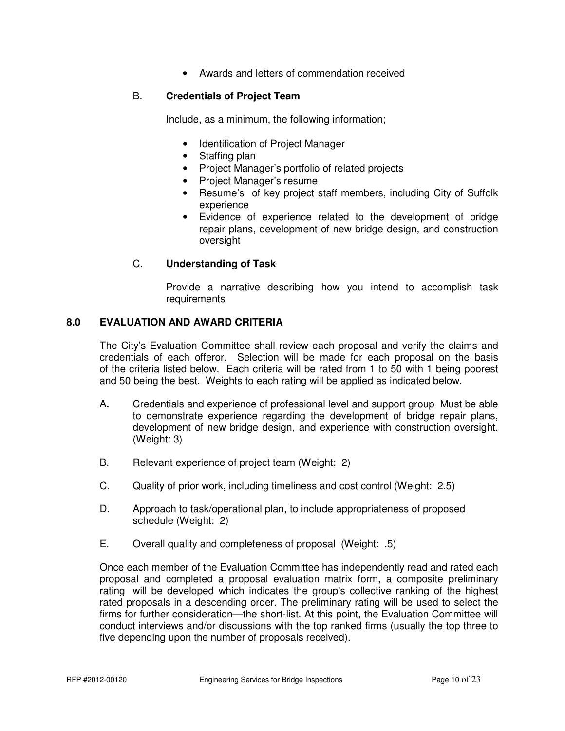- Awards and letters of commendation received

B. **Credentials of Project Team**

Include, as a minimum, the following information;

- Identification of Project Manager
- Staffing plan
- Project Manager's portfolio of related projects
- Project Manager's resume
- Resume's  of key project staff members, including City of Suffolk experience
- Evidence of experience related to the development of bridge repair plans, development of new bridge design, and construction oversight

C. **Understanding of Task**

Provide a narrative describing how you intend to accomplish task requirements

## 8.0 EVALUATION AND AWARD CRITERIA

The City's Evaluation Committee shall review each proposal and verify the claims and credentials of each offeror. Selection will be made for each proposal on the basis of the criteria listed below. Each criteria will be rated from 1 to 50 with 1 being poorest and 50 being the best. Weights to each rating will be applied as indicated below.

A**.** Credentials and experience of professional level and support group Must be able to demonstrate experience regarding the development of bridge repair plans, development of new bridge design, and experience with construction oversight. (Weight: 3)

B. Relevant experience of project team (Weight: 2)

C. Quality of prior work, including timeliness and cost control (Weight: 2.5)

D. Approach to task/operational plan, to include appropriateness of proposed schedule (Weight: 2)

E. Overall quality and completeness of proposal (Weight: .5)

Once each member of the Evaluation Committee has independently read and rated each proposal and completed a proposal evaluation matrix form, a composite preliminary rating will be developed which indicates the group's collective ranking of the highest rated proposals in a descending order. The preliminary rating will be used to select the firms for further consideration—the short-list. At this point, the Evaluation Committee will conduct interviews and/or discussions with the top ranked firms (usually the top three to five depending upon the number of proposals received).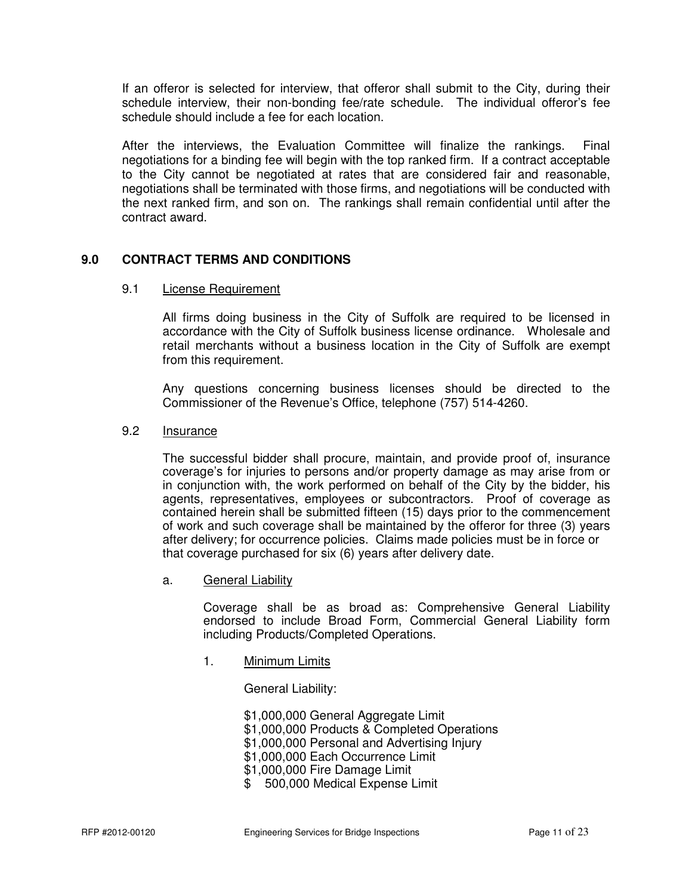If an offeror is selected for interview, that offeror shall submit to the City, during their schedule interview, their non-bonding fee/rate schedule. The individual offeror's fee schedule should include a fee for each location.

After the interviews, the Evaluation Committee will finalize the rankings. Final negotiations for a binding fee will begin with the top ranked firm. If a contract acceptable to the City cannot be negotiated at rates that are considered fair and reasonable, negotiations shall be terminated with those firms, and negotiations will be conducted with the next ranked firm, and son on. The rankings shall remain confidential until after the contract award.

## 9.0 CONTRACT TERMS AND CONDITIONS

### 9.1 License Requirement

All firms doing business in the City of Suffolk are required to be licensed in accordance with the City of Suffolk business license ordinance. Wholesale and retail merchants without a business location in the City of Suffolk are exempt from this requirement.

Any questions concerning business licenses should be directed to the Commissioner of the Revenue's Office, telephone (757) 514-4260.

### 9.2 Insurance

The successful bidder shall procure, maintain, and provide proof of, insurance coverage's for injuries to persons and/or property damage as may arise from or in conjunction with, the work performed on behalf of the City by the bidder, his agents, representatives, employees or subcontractors. Proof of coverage as contained herein shall be submitted fifteen (15) days prior to the commencement of work and such coverage shall be maintained by the offeror for three (3) years after delivery; for occurrence policies. Claims made policies must be in force or that coverage purchased for six (6) years after delivery date.

a. General Liability

Coverage shall be as broad as: Comprehensive General Liability endorsed to include Broad Form, Commercial General Liability form including Products/Completed Operations.

1. Minimum Limits

General Liability:

$1,000,000 General Aggregate Limit
$1,000,000 Products & Completed Operations
$1,000,000 Personal and Advertising Injury
$1,000,000 Each Occurrence Limit
$1,000,000 Fire Damage Limit
$ 500,000 Medical Expense Limit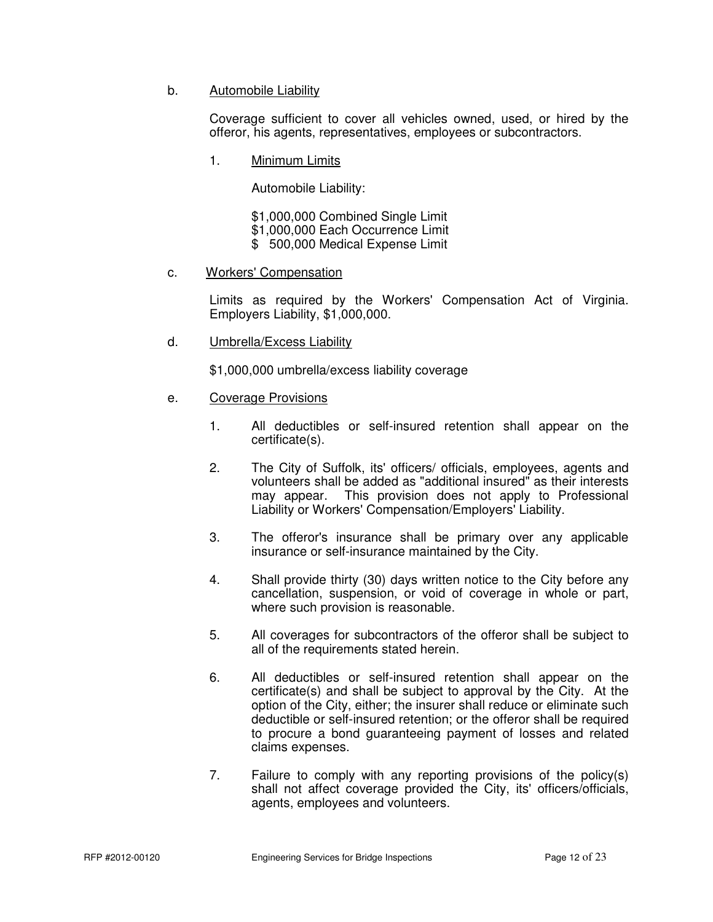b. Automobile Liability

Coverage sufficient to cover all vehicles owned, used, or hired by the offeror, his agents, representatives, employees or subcontractors.

1. Minimum Limits

Automobile Liability:

$1,000,000 Combined Single Limit
$1,000,000 Each Occurrence Limit
$ 500,000 Medical Expense Limit

c. Workers' Compensation

Limits as required by the Workers' Compensation Act of Virginia. Employers Liability, $1,000,000.

d. Umbrella/Excess Liability

$1,000,000 umbrella/excess liability coverage

e. Coverage Provisions

1. All deductibles or self-insured retention shall appear on the certificate(s).

2. The City of Suffolk, its' officers/ officials, employees, agents and volunteers shall be added as "additional insured" as their interests may appear. This provision does not apply to Professional Liability or Workers' Compensation/Employers' Liability.

3. The offeror's insurance shall be primary over any applicable insurance or self-insurance maintained by the City.

4. Shall provide thirty (30) days written notice to the City before any cancellation, suspension, or void of coverage in whole or part, where such provision is reasonable.

5. All coverages for subcontractors of the offeror shall be subject to all of the requirements stated herein.

6. All deductibles or self-insured retention shall appear on the certificate(s) and shall be subject to approval by the City. At the option of the City, either; the insurer shall reduce or eliminate such deductible or self-insured retention; or the offeror shall be required to procure a bond guaranteeing payment of losses and related claims expenses.

7. Failure to comply with any reporting provisions of the policy(s) shall not affect coverage provided the City, its' officers/officials, agents, employees and volunteers.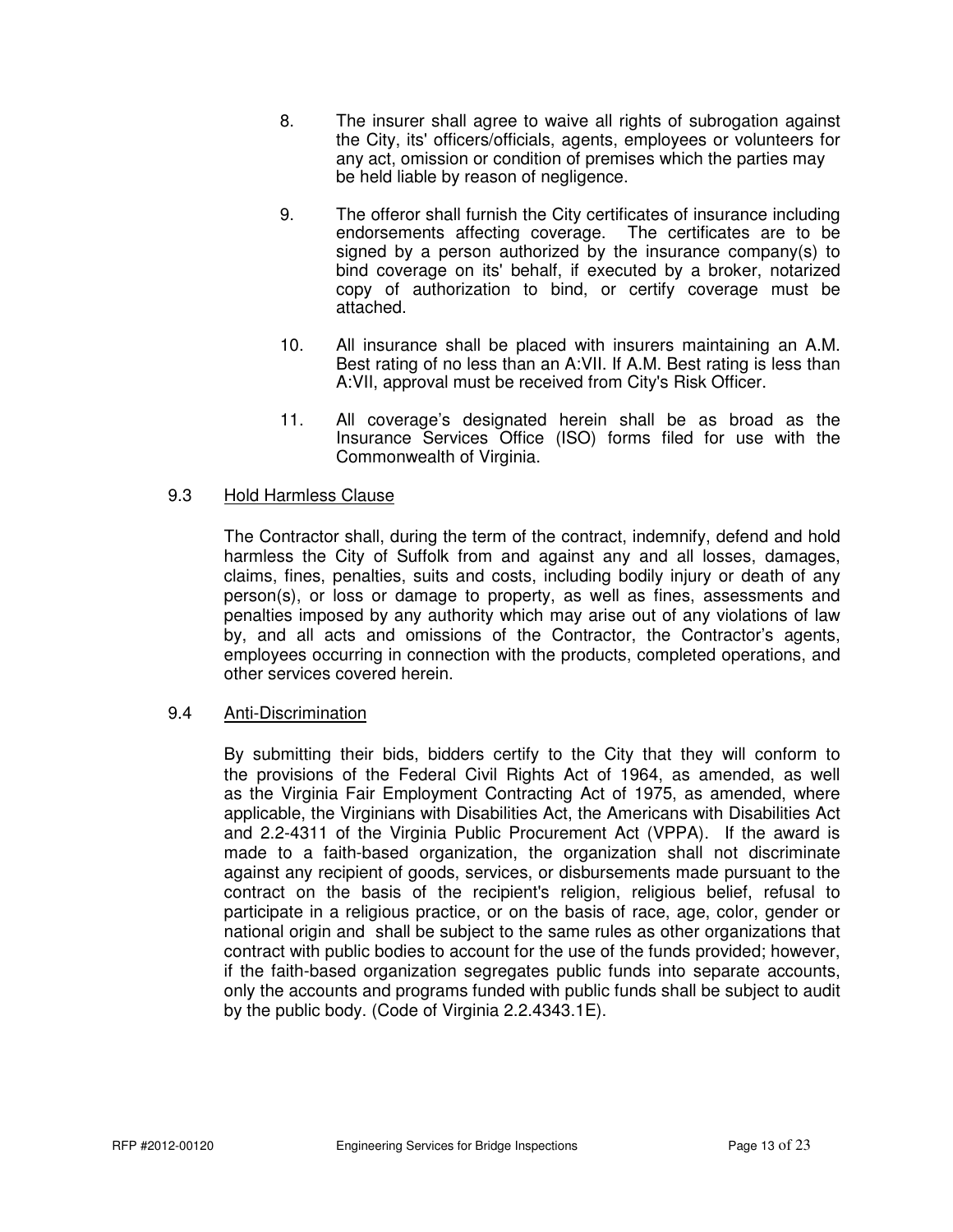8. The insurer shall agree to waive all rights of subrogation against the City, its' officers/officials, agents, employees or volunteers for any act, omission or condition of premises which the parties may be held liable by reason of negligence.

9. The offeror shall furnish the City certificates of insurance including endorsements affecting coverage. The certificates are to be signed by a person authorized by the insurance company(s) to bind coverage on its' behalf, if executed by a broker, notarized copy of authorization to bind, or certify coverage must be attached.

10. All insurance shall be placed with insurers maintaining an A.M. Best rating of no less than an A:VII. If A.M. Best rating is less than A:VII, approval must be received from City's Risk Officer.

11. All coverage's designated herein shall be as broad as the Insurance Services Office (ISO) forms filed for use with the Commonwealth of Virginia.

### 9.3 Hold Harmless Clause

The Contractor shall, during the term of the contract, indemnify, defend and hold harmless the City of Suffolk from and against any and all losses, damages, claims, fines, penalties, suits and costs, including bodily injury or death of any person(s), or loss or damage to property, as well as fines, assessments and penalties imposed by any authority which may arise out of any violations of law by, and all acts and omissions of the Contractor, the Contractor's agents, employees occurring in connection with the products, completed operations, and other services covered herein.

### 9.4 Anti-Discrimination

By submitting their bids, bidders certify to the City that they will conform to the provisions of the Federal Civil Rights Act of 1964, as amended, as well as the Virginia Fair Employment Contracting Act of 1975, as amended, where applicable, the Virginians with Disabilities Act, the Americans with Disabilities Act and 2.2-4311 of the Virginia Public Procurement Act (VPPA). If the award is made to a faith-based organization, the organization shall not discriminate against any recipient of goods, services, or disbursements made pursuant to the contract on the basis of the recipient's religion, religious belief, refusal to participate in a religious practice, or on the basis of race, age, color, gender or national origin and shall be subject to the same rules as other organizations that contract with public bodies to account for the use of the funds provided; however, if the faith-based organization segregates public funds into separate accounts, only the accounts and programs funded with public funds shall be subject to audit by the public body. (Code of Virginia 2.2.4343.1E).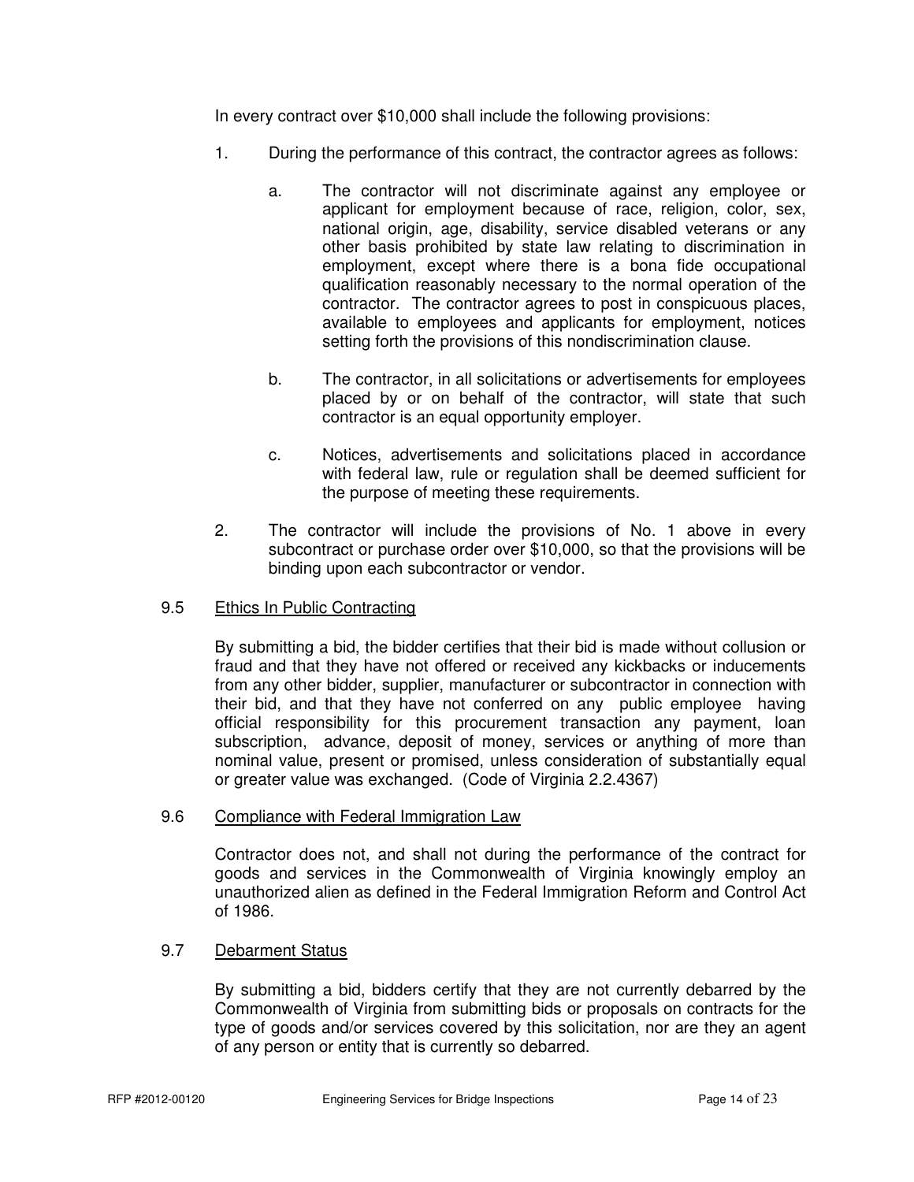In every contract over $10,000 shall include the following provisions:

1. During the performance of this contract, the contractor agrees as follows:

   a. The contractor will not discriminate against any employee or applicant for employment because of race, religion, color, sex, national origin, age, disability, service disabled veterans or any other basis prohibited by state law relating to discrimination in employment, except where there is a bona fide occupational qualification reasonably necessary to the normal operation of the contractor. The contractor agrees to post in conspicuous places, available to employees and applicants for employment, notices setting forth the provisions of this nondiscrimination clause.

   b. The contractor, in all solicitations or advertisements for employees placed by or on behalf of the contractor, will state that such contractor is an equal opportunity employer.

   c. Notices, advertisements and solicitations placed in accordance with federal law, rule or regulation shall be deemed sufficient for the purpose of meeting these requirements.

2. The contractor will include the provisions of No. 1 above in every subcontract or purchase order over $10,000, so that the provisions will be binding upon each subcontractor or vendor.

### 9.5 Ethics In Public Contracting

By submitting a bid, the bidder certifies that their bid is made without collusion or fraud and that they have not offered or received any kickbacks or inducements from any other bidder, supplier, manufacturer or subcontractor in connection with their bid, and that they have not conferred on any public employee having official responsibility for this procurement transaction any payment, loan subscription, advance, deposit of money, services or anything of more than nominal value, present or promised, unless consideration of substantially equal or greater value was exchanged. (Code of Virginia 2.2.4367)

### 9.6 Compliance with Federal Immigration Law

Contractor does not, and shall not during the performance of the contract for goods and services in the Commonwealth of Virginia knowingly employ an unauthorized alien as defined in the Federal Immigration Reform and Control Act of 1986.

### 9.7 Debarment Status

By submitting a bid, bidders certify that they are not currently debarred by the Commonwealth of Virginia from submitting bids or proposals on contracts for the type of goods and/or services covered by this solicitation, nor are they an agent of any person or entity that is currently so debarred.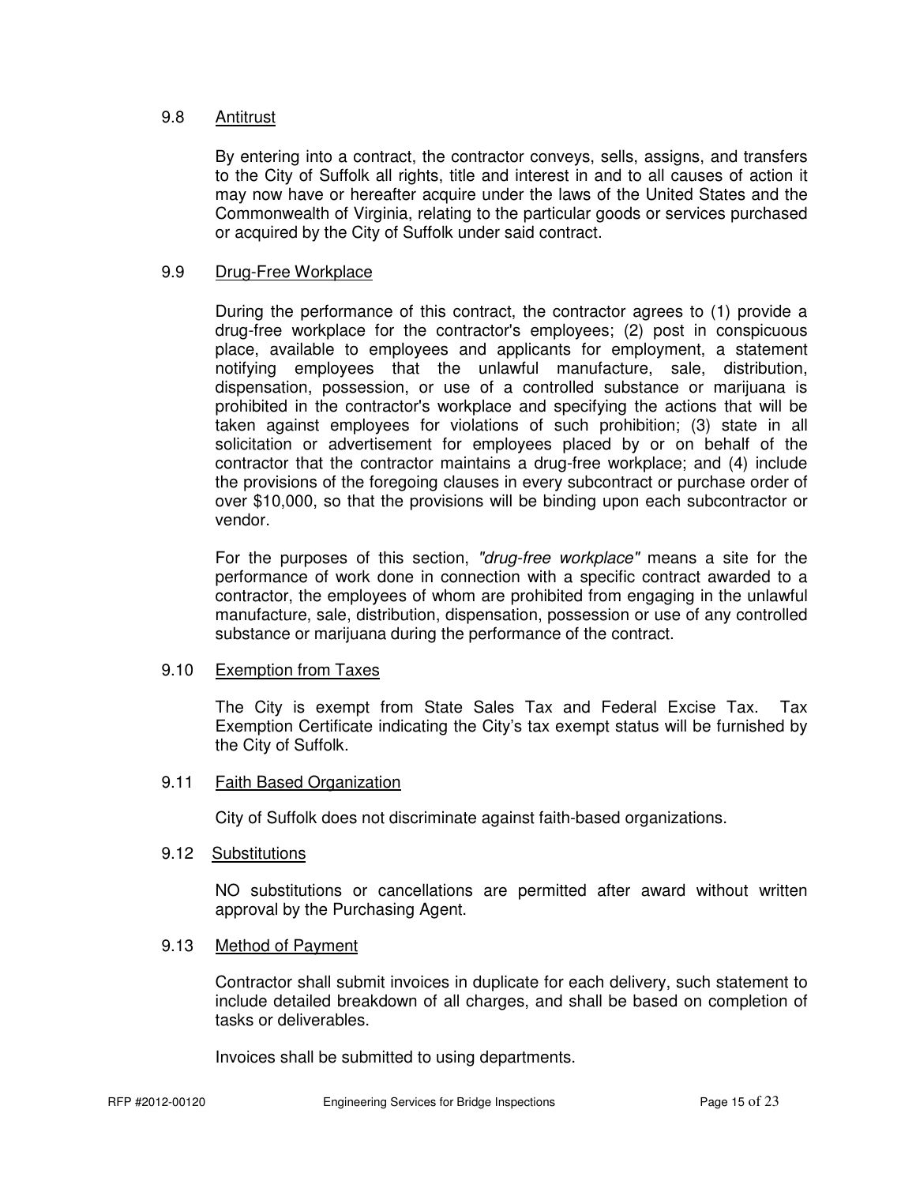### 9.8 Antitrust

By entering into a contract, the contractor conveys, sells, assigns, and transfers to the City of Suffolk all rights, title and interest in and to all causes of action it may now have or hereafter acquire under the laws of the United States and the Commonwealth of Virginia, relating to the particular goods or services purchased or acquired by the City of Suffolk under said contract.

### 9.9 Drug-Free Workplace

During the performance of this contract, the contractor agrees to (1) provide a drug-free workplace for the contractor's employees; (2) post in conspicuous place, available to employees and applicants for employment, a statement notifying employees that the unlawful manufacture, sale, distribution, dispensation, possession, or use of a controlled substance or marijuana is prohibited in the contractor's workplace and specifying the actions that will be taken against employees for violations of such prohibition; (3) state in all solicitation or advertisement for employees placed by or on behalf of the contractor that the contractor maintains a drug-free workplace; and (4) include the provisions of the foregoing clauses in every subcontract or purchase order of over $10,000, so that the provisions will be binding upon each subcontractor or vendor.

For the purposes of this section, *"drug-free workplace"* means a site for the performance of work done in connection with a specific contract awarded to a contractor, the employees of whom are prohibited from engaging in the unlawful manufacture, sale, distribution, dispensation, possession or use of any controlled substance or marijuana during the performance of the contract.

### 9.10 Exemption from Taxes

The City is exempt from State Sales Tax and Federal Excise Tax. Tax Exemption Certificate indicating the City's tax exempt status will be furnished by the City of Suffolk.

### 9.11 Faith Based Organization

City of Suffolk does not discriminate against faith-based organizations.

### 9.12 Substitutions

NO substitutions or cancellations are permitted after award without written approval by the Purchasing Agent.

### 9.13 Method of Payment

Contractor shall submit invoices in duplicate for each delivery, such statement to include detailed breakdown of all charges, and shall be based on completion of tasks or deliverables.

Invoices shall be submitted to using departments.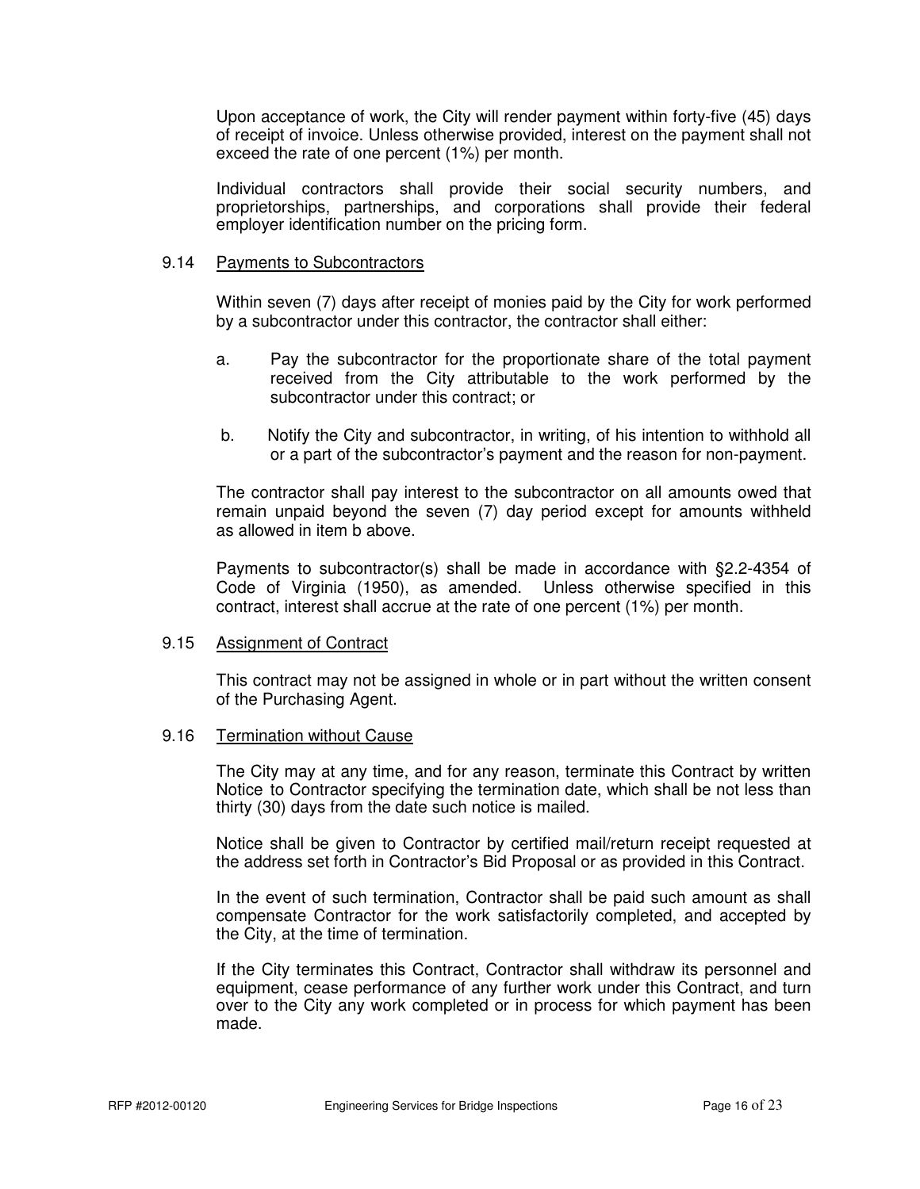Upon acceptance of work, the City will render payment within forty-five (45) days of receipt of invoice. Unless otherwise provided, interest on the payment shall not exceed the rate of one percent (1%) per month.

Individual contractors shall provide their social security numbers, and proprietorships, partnerships, and corporations shall provide their federal employer identification number on the pricing form.

9.14 Payments to Subcontractors

Within seven (7) days after receipt of monies paid by the City for work performed by a subcontractor under this contractor, the contractor shall either:

a. Pay the subcontractor for the proportionate share of the total payment received from the City attributable to the work performed by the subcontractor under this contract; or

b. Notify the City and subcontractor, in writing, of his intention to withhold all or a part of the subcontractor's payment and the reason for non-payment.

The contractor shall pay interest to the subcontractor on all amounts owed that remain unpaid beyond the seven (7) day period except for amounts withheld as allowed in item b above.

Payments to subcontractor(s) shall be made in accordance with §2.2-4354 of Code of Virginia (1950), as amended. Unless otherwise specified in this contract, interest shall accrue at the rate of one percent (1%) per month.

9.15 Assignment of Contract

This contract may not be assigned in whole or in part without the written consent of the Purchasing Agent.

9.16 Termination without Cause

The City may at any time, and for any reason, terminate this Contract by written Notice to Contractor specifying the termination date, which shall be not less than thirty (30) days from the date such notice is mailed.

Notice shall be given to Contractor by certified mail/return receipt requested at the address set forth in Contractor's Bid Proposal or as provided in this Contract.

In the event of such termination, Contractor shall be paid such amount as shall compensate Contractor for the work satisfactorily completed, and accepted by the City, at the time of termination.

If the City terminates this Contract, Contractor shall withdraw its personnel and equipment, cease performance of any further work under this Contract, and turn over to the City any work completed or in process for which payment has been made.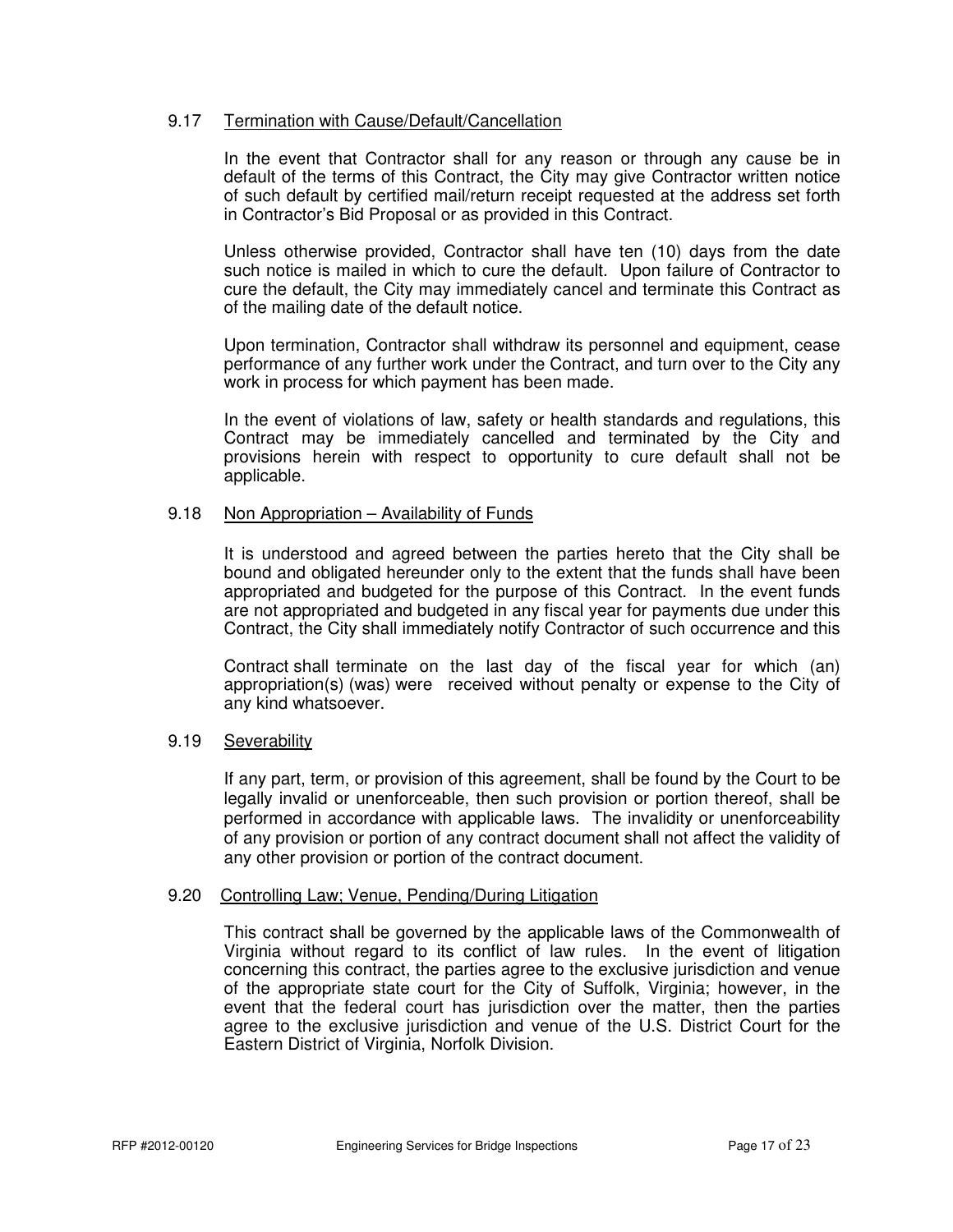### 9.17 Termination with Cause/Default/Cancellation

In the event that Contractor shall for any reason or through any cause be in default of the terms of this Contract, the City may give Contractor written notice of such default by certified mail/return receipt requested at the address set forth in Contractor's Bid Proposal or as provided in this Contract.

Unless otherwise provided, Contractor shall have ten (10) days from the date such notice is mailed in which to cure the default. Upon failure of Contractor to cure the default, the City may immediately cancel and terminate this Contract as of the mailing date of the default notice.

Upon termination, Contractor shall withdraw its personnel and equipment, cease performance of any further work under the Contract, and turn over to the City any work in process for which payment has been made.

In the event of violations of law, safety or health standards and regulations, this Contract may be immediately cancelled and terminated by the City and provisions herein with respect to opportunity to cure default shall not be applicable.

### 9.18 Non Appropriation – Availability of Funds

It is understood and agreed between the parties hereto that the City shall be bound and obligated hereunder only to the extent that the funds shall have been appropriated and budgeted for the purpose of this Contract. In the event funds are not appropriated and budgeted in any fiscal year for payments due under this Contract, the City shall immediately notify Contractor of such occurrence and this

Contract shall terminate on the last day of the fiscal year for which (an) appropriation(s) (was) were received without penalty or expense to the City of any kind whatsoever.

### 9.19 Severability

If any part, term, or provision of this agreement, shall be found by the Court to be legally invalid or unenforceable, then such provision or portion thereof, shall be performed in accordance with applicable laws. The invalidity or unenforceability of any provision or portion of any contract document shall not affect the validity of any other provision or portion of the contract document.

### 9.20 Controlling Law; Venue, Pending/During Litigation

This contract shall be governed by the applicable laws of the Commonwealth of Virginia without regard to its conflict of law rules. In the event of litigation concerning this contract, the parties agree to the exclusive jurisdiction and venue of the appropriate state court for the City of Suffolk, Virginia; however, in the event that the federal court has jurisdiction over the matter, then the parties agree to the exclusive jurisdiction and venue of the U.S. District Court for the Eastern District of Virginia, Norfolk Division.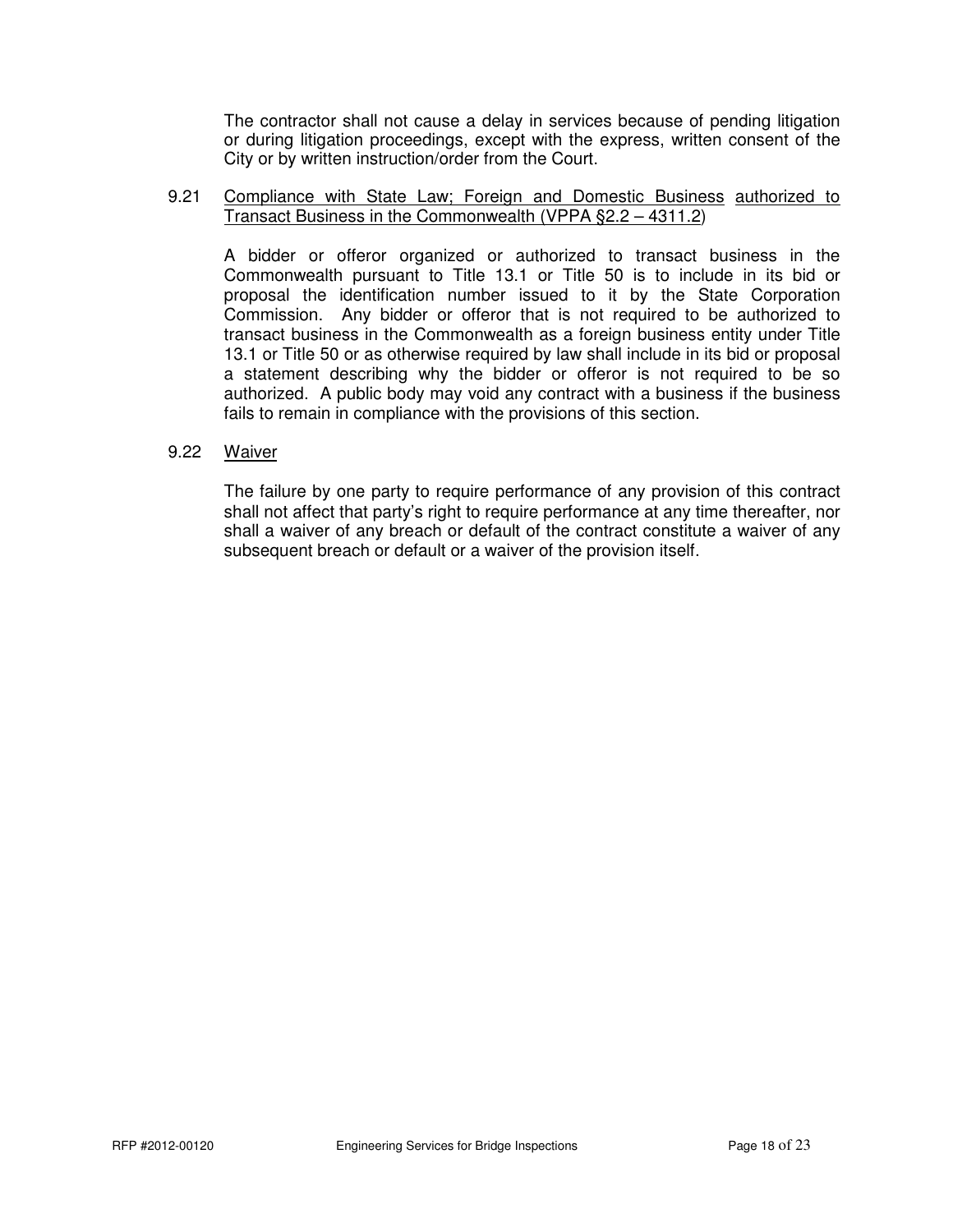The contractor shall not cause a delay in services because of pending litigation or during litigation proceedings, except with the express, written consent of the City or by written instruction/order from the Court.

9.21 Compliance with State Law; Foreign and Domestic Business authorized to Transact Business in the Commonwealth (VPPA §2.2 – 4311.2)

A bidder or offeror organized or authorized to transact business in the Commonwealth pursuant to Title 13.1 or Title 50 is to include in its bid or proposal the identification number issued to it by the State Corporation Commission. Any bidder or offeror that is not required to be authorized to transact business in the Commonwealth as a foreign business entity under Title 13.1 or Title 50 or as otherwise required by law shall include in its bid or proposal a statement describing why the bidder or offeror is not required to be so authorized. A public body may void any contract with a business if the business fails to remain in compliance with the provisions of this section.

9.22 Waiver

The failure by one party to require performance of any provision of this contract shall not affect that party's right to require performance at any time thereafter, nor shall a waiver of any breach or default of the contract constitute a waiver of any subsequent breach or default or a waiver of the provision itself.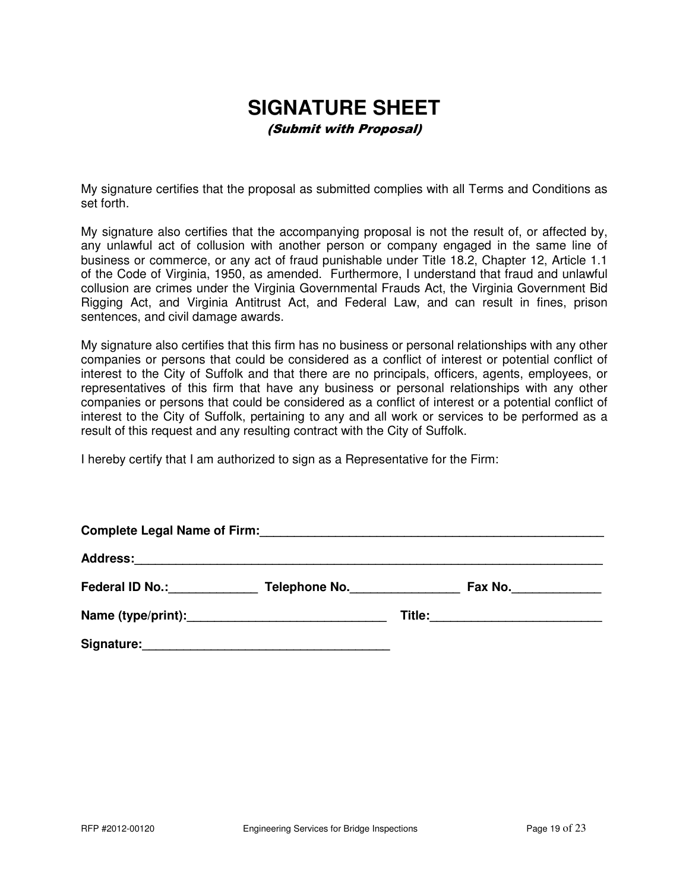# SIGNATURE SHEET

***(Submit with Proposal)***

My signature certifies that the proposal as submitted complies with all Terms and Conditions as set forth.

My signature also certifies that the accompanying proposal is not the result of, or affected by, any unlawful act of collusion with another person or company engaged in the same line of business or commerce, or any act of fraud punishable under Title 18.2, Chapter 12, Article 1.1 of the Code of Virginia, 1950, as amended. Furthermore, I understand that fraud and unlawful collusion are crimes under the Virginia Governmental Frauds Act, the Virginia Government Bid Rigging Act, and Virginia Antitrust Act, and Federal Law, and can result in fines, prison sentences, and civil damage awards.

My signature also certifies that this firm has no business or personal relationships with any other companies or persons that could be considered as a conflict of interest or potential conflict of interest to the City of Suffolk and that there are no principals, officers, agents, employees, or representatives of this firm that have any business or personal relationships with any other companies or persons that could be considered as a conflict of interest or a potential conflict of interest to the City of Suffolk, pertaining to any and all work or services to be performed as a result of this request and any resulting contract with the City of Suffolk.

I hereby certify that I am authorized to sign as a Representative for the Firm:

**Complete Legal Name of Firm:**_____________________________________________________

**Address:**_________________________________________________________________________

**Federal ID No.:**_____________ **Telephone No.**________________ **Fax No.**_____________

**Name (type/print):**_____________________________ **Title:**_________________________

**Signature:**___________________________________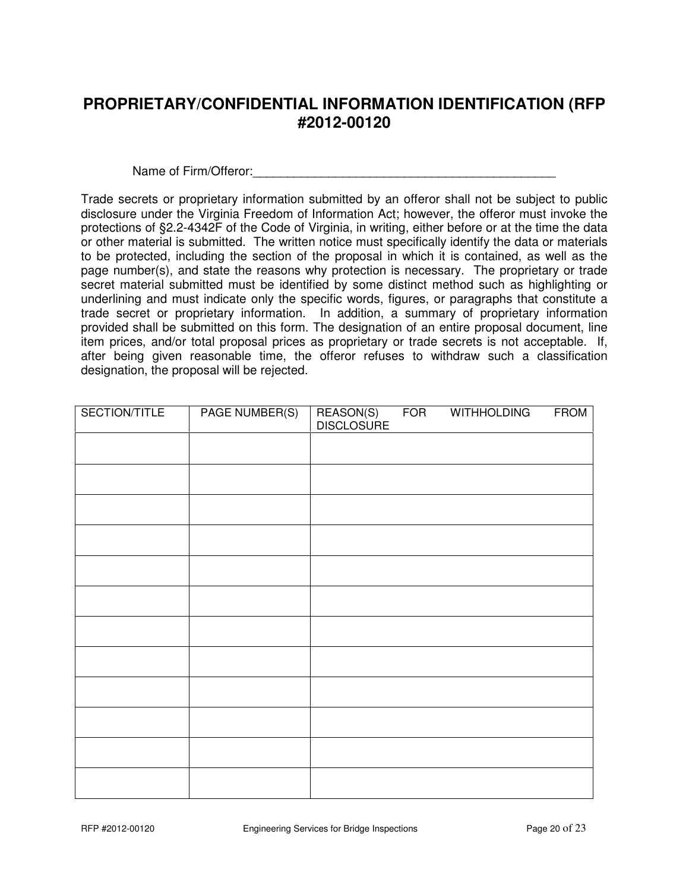# PROPRIETARY/CONFIDENTIAL INFORMATION IDENTIFICATION (RFP #2012-00120

Name of Firm/Offeror:_____________________________________________

Trade secrets or proprietary information submitted by an offeror shall not be subject to public disclosure under the Virginia Freedom of Information Act; however, the offeror must invoke the protections of §2.2-4342F of the Code of Virginia, in writing, either before or at the time the data or other material is submitted. The written notice must specifically identify the data or materials to be protected, including the section of the proposal in which it is contained, as well as the page number(s), and state the reasons why protection is necessary. The proprietary or trade secret material submitted must be identified by some distinct method such as highlighting or underlining and must indicate only the specific words, figures, or paragraphs that constitute a trade secret or proprietary information. In addition, a summary of proprietary information provided shall be submitted on this form. The designation of an entire proposal document, line item prices, and/or total proposal prices as proprietary or trade secrets is not acceptable. If, after being given reasonable time, the offeror refuses to withdraw such a classification designation, the proposal will be rejected.

| SECTION/TITLE | PAGE NUMBER(S) | REASON(S) FOR WITHHOLDING FROM DISCLOSURE |
|---|---|---|
| | | |
| | | |
| | | |
| | | |
| | | |
| | | |
| | | |
| | | |
| | | |
| | | |
| | | |
| | | |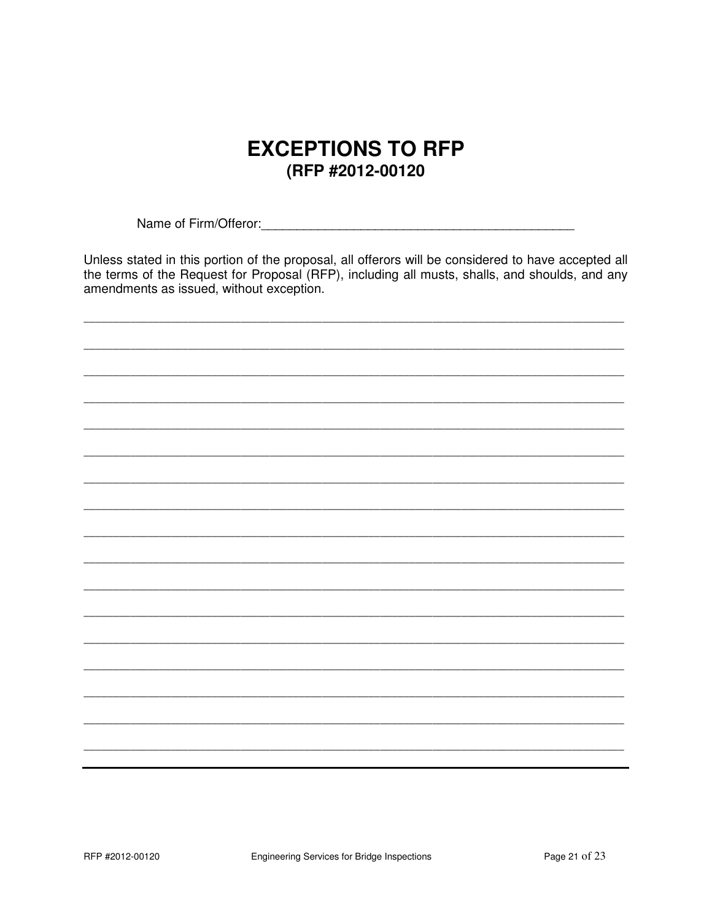# EXCEPTIONS TO RFP

## (RFP #2012-00120

Name of Firm/Offeror:\_\_\_\_\_\_\_\_\_\_\_\_\_\_\_\_\_\_\_\_\_\_\_\_\_\_\_\_\_\_\_\_\_\_\_\_\_\_\_\_\_\_\_\_

Unless stated in this portion of the proposal, all offerors will be considered to have accepted all the terms of the Request for Proposal (RFP), including all musts, shalls, and shoulds, and any amendments as issued, without exception.

\_\_\_\_\_\_\_\_\_\_\_\_\_\_\_\_\_\_\_\_\_\_\_\_\_\_\_\_\_\_\_\_\_\_\_\_\_\_\_\_\_\_\_\_\_\_\_\_\_\_\_\_\_\_\_\_\_\_\_\_\_\_\_\_\_\_\_\_\_\_\_\_\_\_

\_\_\_\_\_\_\_\_\_\_\_\_\_\_\_\_\_\_\_\_\_\_\_\_\_\_\_\_\_\_\_\_\_\_\_\_\_\_\_\_\_\_\_\_\_\_\_\_\_\_\_\_\_\_\_\_\_\_\_\_\_\_\_\_\_\_\_\_\_\_\_\_\_\_

\_\_\_\_\_\_\_\_\_\_\_\_\_\_\_\_\_\_\_\_\_\_\_\_\_\_\_\_\_\_\_\_\_\_\_\_\_\_\_\_\_\_\_\_\_\_\_\_\_\_\_\_\_\_\_\_\_\_\_\_\_\_\_\_\_\_\_\_\_\_\_\_\_\_

\_\_\_\_\_\_\_\_\_\_\_\_\_\_\_\_\_\_\_\_\_\_\_\_\_\_\_\_\_\_\_\_\_\_\_\_\_\_\_\_\_\_\_\_\_\_\_\_\_\_\_\_\_\_\_\_\_\_\_\_\_\_\_\_\_\_\_\_\_\_\_\_\_\_

\_\_\_\_\_\_\_\_\_\_\_\_\_\_\_\_\_\_\_\_\_\_\_\_\_\_\_\_\_\_\_\_\_\_\_\_\_\_\_\_\_\_\_\_\_\_\_\_\_\_\_\_\_\_\_\_\_\_\_\_\_\_\_\_\_\_\_\_\_\_\_\_\_\_

\_\_\_\_\_\_\_\_\_\_\_\_\_\_\_\_\_\_\_\_\_\_\_\_\_\_\_\_\_\_\_\_\_\_\_\_\_\_\_\_\_\_\_\_\_\_\_\_\_\_\_\_\_\_\_\_\_\_\_\_\_\_\_\_\_\_\_\_\_\_\_\_\_\_

\_\_\_\_\_\_\_\_\_\_\_\_\_\_\_\_\_\_\_\_\_\_\_\_\_\_\_\_\_\_\_\_\_\_\_\_\_\_\_\_\_\_\_\_\_\_\_\_\_\_\_\_\_\_\_\_\_\_\_\_\_\_\_\_\_\_\_\_\_\_\_\_\_\_

\_\_\_\_\_\_\_\_\_\_\_\_\_\_\_\_\_\_\_\_\_\_\_\_\_\_\_\_\_\_\_\_\_\_\_\_\_\_\_\_\_\_\_\_\_\_\_\_\_\_\_\_\_\_\_\_\_\_\_\_\_\_\_\_\_\_\_\_\_\_\_\_\_\_

\_\_\_\_\_\_\_\_\_\_\_\_\_\_\_\_\_\_\_\_\_\_\_\_\_\_\_\_\_\_\_\_\_\_\_\_\_\_\_\_\_\_\_\_\_\_\_\_\_\_\_\_\_\_\_\_\_\_\_\_\_\_\_\_\_\_\_\_\_\_\_\_\_\_

\_\_\_\_\_\_\_\_\_\_\_\_\_\_\_\_\_\_\_\_\_\_\_\_\_\_\_\_\_\_\_\_\_\_\_\_\_\_\_\_\_\_\_\_\_\_\_\_\_\_\_\_\_\_\_\_\_\_\_\_\_\_\_\_\_\_\_\_\_\_\_\_\_\_

\_\_\_\_\_\_\_\_\_\_\_\_\_\_\_\_\_\_\_\_\_\_\_\_\_\_\_\_\_\_\_\_\_\_\_\_\_\_\_\_\_\_\_\_\_\_\_\_\_\_\_\_\_\_\_\_\_\_\_\_\_\_\_\_\_\_\_\_\_\_\_\_\_\_

\_\_\_\_\_\_\_\_\_\_\_\_\_\_\_\_\_\_\_\_\_\_\_\_\_\_\_\_\_\_\_\_\_\_\_\_\_\_\_\_\_\_\_\_\_\_\_\_\_\_\_\_\_\_\_\_\_\_\_\_\_\_\_\_\_\_\_\_\_\_\_\_\_\_

\_\_\_\_\_\_\_\_\_\_\_\_\_\_\_\_\_\_\_\_\_\_\_\_\_\_\_\_\_\_\_\_\_\_\_\_\_\_\_\_\_\_\_\_\_\_\_\_\_\_\_\_\_\_\_\_\_\_\_\_\_\_\_\_\_\_\_\_\_\_\_\_\_\_

\_\_\_\_\_\_\_\_\_\_\_\_\_\_\_\_\_\_\_\_\_\_\_\_\_\_\_\_\_\_\_\_\_\_\_\_\_\_\_\_\_\_\_\_\_\_\_\_\_\_\_\_\_\_\_\_\_\_\_\_\_\_\_\_\_\_\_\_\_\_\_\_\_\_

\_\_\_\_\_\_\_\_\_\_\_\_\_\_\_\_\_\_\_\_\_\_\_\_\_\_\_\_\_\_\_\_\_\_\_\_\_\_\_\_\_\_\_\_\_\_\_\_\_\_\_\_\_\_\_\_\_\_\_\_\_\_\_\_\_\_\_\_\_\_\_\_\_\_

\_\_\_\_\_\_\_\_\_\_\_\_\_\_\_\_\_\_\_\_\_\_\_\_\_\_\_\_\_\_\_\_\_\_\_\_\_\_\_\_\_\_\_\_\_\_\_\_\_\_\_\_\_\_\_\_\_\_\_\_\_\_\_\_\_\_\_\_\_\_\_\_\_\_

\_\_\_\_\_\_\_\_\_\_\_\_\_\_\_\_\_\_\_\_\_\_\_\_\_\_\_\_\_\_\_\_\_\_\_\_\_\_\_\_\_\_\_\_\_\_\_\_\_\_\_\_\_\_\_\_\_\_\_\_\_\_\_\_\_\_\_\_\_\_\_\_\_\_

---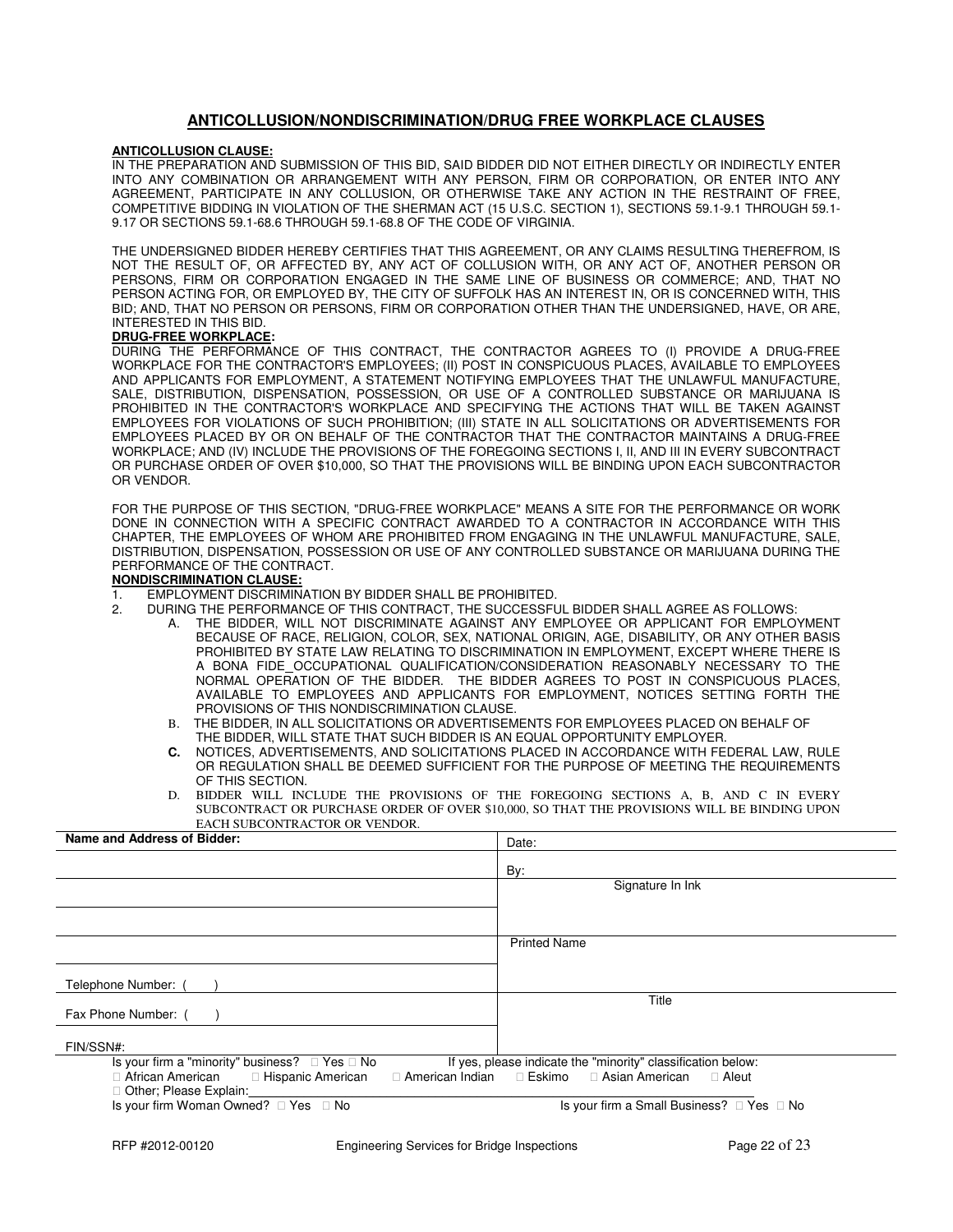## ANTICOLLUSION/NONDISCRIMINATION/DRUG FREE WORKPLACE CLAUSES

**ANTICOLLUSION CLAUSE:**

IN THE PREPARATION AND SUBMISSION OF THIS BID, SAID BIDDER DID NOT EITHER DIRECTLY OR INDIRECTLY ENTER INTO ANY COMBINATION OR ARRANGEMENT WITH ANY PERSON, FIRM OR CORPORATION, OR ENTER INTO ANY AGREEMENT, PARTICIPATE IN ANY COLLUSION, OR OTHERWISE TAKE ANY ACTION IN THE RESTRAINT OF FREE, COMPETITIVE BIDDING IN VIOLATION OF THE SHERMAN ACT (15 U.S.C. SECTION 1), SECTIONS 59.1-9.1 THROUGH 59.1-9.17 OR SECTIONS 59.1-68.6 THROUGH 59.1-68.8 OF THE CODE OF VIRGINIA.

THE UNDERSIGNED BIDDER HEREBY CERTIFIES THAT THIS AGREEMENT, OR ANY CLAIMS RESULTING THEREFROM, IS NOT THE RESULT OF, OR AFFECTED BY, ANY ACT OF COLLUSION WITH, OR ANY ACT OF, ANOTHER PERSON OR PERSONS, FIRM OR CORPORATION ENGAGED IN THE SAME LINE OF BUSINESS OR COMMERCE; AND, THAT NO PERSON ACTING FOR, OR EMPLOYED BY, THE CITY OF SUFFOLK HAS AN INTEREST IN, OR IS CONCERNED WITH, THIS BID; AND, THAT NO PERSON OR PERSONS, FIRM OR CORPORATION OTHER THAN THE UNDERSIGNED, HAVE, OR ARE, INTERESTED IN THIS BID.

**DRUG-FREE WORKPLACE:**

DURING THE PERFORMANCE OF THIS CONTRACT, THE CONTRACTOR AGREES TO (I) PROVIDE A DRUG-FREE WORKPLACE FOR THE CONTRACTOR'S EMPLOYEES; (II) POST IN CONSPICUOUS PLACES, AVAILABLE TO EMPLOYEES AND APPLICANTS FOR EMPLOYMENT, A STATEMENT NOTIFYING EMPLOYEES THAT THE UNLAWFUL MANUFACTURE, SALE, DISTRIBUTION, DISPENSATION, POSSESSION, OR USE OF A CONTROLLED SUBSTANCE OR MARIJUANA IS PROHIBITED IN THE CONTRACTOR'S WORKPLACE AND SPECIFYING THE ACTIONS THAT WILL BE TAKEN AGAINST EMPLOYEES FOR VIOLATIONS OF SUCH PROHIBITION; (III) STATE IN ALL SOLICITATIONS OR ADVERTISEMENTS FOR EMPLOYEES PLACED BY OR ON BEHALF OF THE CONTRACTOR THAT THE CONTRACTOR MAINTAINS A DRUG-FREE WORKPLACE; AND (IV) INCLUDE THE PROVISIONS OF THE FOREGOING SECTIONS I, II, AND III IN EVERY SUBCONTRACT OR PURCHASE ORDER OF OVER $10,000, SO THAT THE PROVISIONS WILL BE BINDING UPON EACH SUBCONTRACTOR OR VENDOR.

FOR THE PURPOSE OF THIS SECTION, "DRUG-FREE WORKPLACE" MEANS A SITE FOR THE PERFORMANCE OR WORK DONE IN CONNECTION WITH A SPECIFIC CONTRACT AWARDED TO A CONTRACTOR IN ACCORDANCE WITH THIS CHAPTER, THE EMPLOYEES OF WHOM ARE PROHIBITED FROM ENGAGING IN THE UNLAWFUL MANUFACTURE, SALE, DISTRIBUTION, DISPENSATION, POSSESSION OR USE OF ANY CONTROLLED SUBSTANCE OR MARIJUANA DURING THE PERFORMANCE OF THE CONTRACT.

**NONDISCRIMINATION CLAUSE:**

1. EMPLOYMENT DISCRIMINATION BY BIDDER SHALL BE PROHIBITED.
2. DURING THE PERFORMANCE OF THIS CONTRACT, THE SUCCESSFUL BIDDER SHALL AGREE AS FOLLOWS:
   - A. THE BIDDER, WILL NOT DISCRIMINATE AGAINST ANY EMPLOYEE OR APPLICANT FOR EMPLOYMENT BECAUSE OF RACE, RELIGION, COLOR, SEX, NATIONAL ORIGIN, AGE, DISABILITY, OR ANY OTHER BASIS PROHIBITED BY STATE LAW RELATING TO DISCRIMINATION IN EMPLOYMENT, EXCEPT WHERE THERE IS A BONA FIDE OCCUPATIONAL QUALIFICATION/CONSIDERATION REASONABLY NECESSARY TO THE NORMAL OPERATION OF THE BIDDER. THE BIDDER AGREES TO POST IN CONSPICUOUS PLACES, AVAILABLE TO EMPLOYEES AND APPLICANTS FOR EMPLOYMENT, NOTICES SETTING FORTH THE PROVISIONS OF THIS NONDISCRIMINATION CLAUSE.
   - B. THE BIDDER, IN ALL SOLICITATIONS OR ADVERTISEMENTS FOR EMPLOYEES PLACED ON BEHALF OF THE BIDDER, WILL STATE THAT SUCH BIDDER IS AN EQUAL OPPORTUNITY EMPLOYER.
   - **C.** NOTICES, ADVERTISEMENTS, AND SOLICITATIONS PLACED IN ACCORDANCE WITH FEDERAL LAW, RULE OR REGULATION SHALL BE DEEMED SUFFICIENT FOR THE PURPOSE OF MEETING THE REQUIREMENTS OF THIS SECTION.
   - D. BIDDER WILL INCLUDE THE PROVISIONS OF THE FOREGOING SECTIONS A, B, AND C IN EVERY SUBCONTRACT OR PURCHASE ORDER OF OVER $10,000, SO THAT THE PROVISIONS WILL BE BINDING UPON EACH SUBCONTRACTOR OR VENDOR.

| **Name and Address of Bidder:** | Date: |
|---|---|
| | By: |
| | Signature In Ink |
| | |
| | Printed Name |
| Telephone Number: (    ) | |
| Fax Phone Number: (    ) | Title |
| FIN/SSN#: | |

Is your firm a "minority" business? ☐ Yes ☐ No    If yes, please indicate the "minority" classification below:

☐ African American ☐ Hispanic American ☐ American Indian ☐ Eskimo ☐ Asian American ☐ Aleut

☐ Other; Please Explain:\_\_\_\_\_\_\_\_\_\_\_\_\_\_\_\_\_\_\_\_\_\_\_\_\_\_\_\_\_\_\_\_\_\_\_\_\_\_\_\_

Is your firm Woman Owned? ☐ Yes ☐ No    Is your firm a Small Business? ☐ Yes ☐ No

RFP #2012-00120 Engineering Services for Bridge Inspections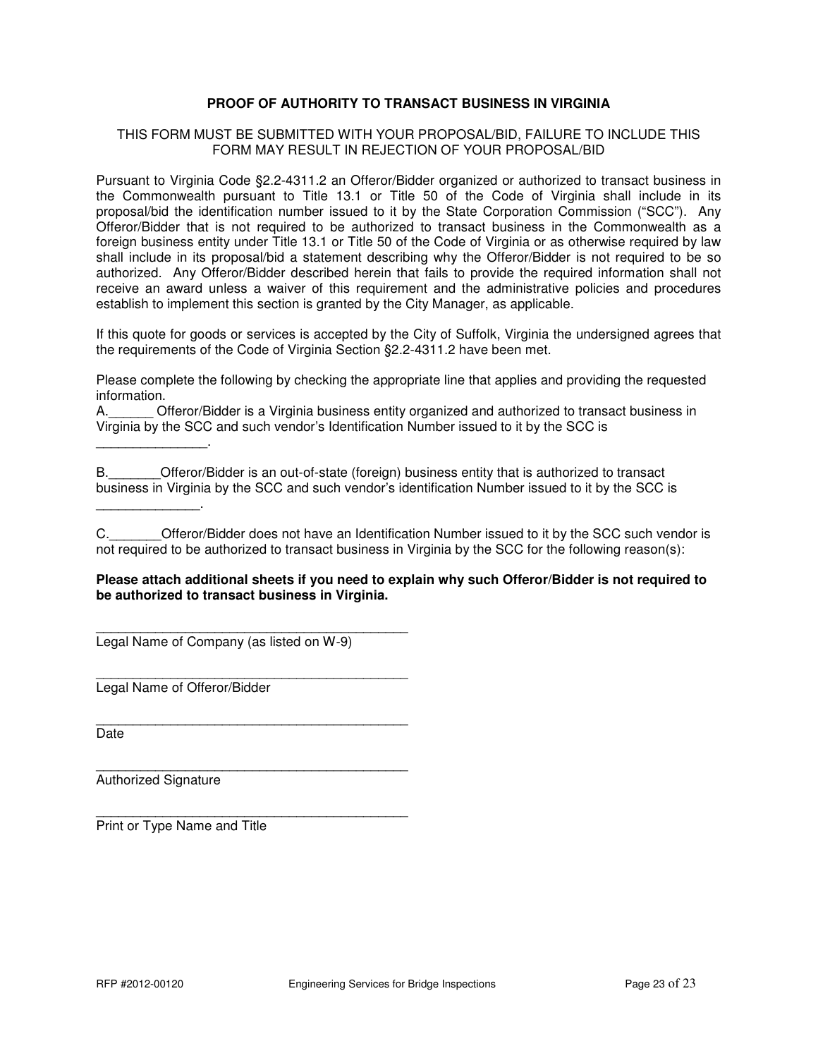**PROOF OF AUTHORITY TO TRANSACT BUSINESS IN VIRGINIA**

THIS FORM MUST BE SUBMITTED WITH YOUR PROPOSAL/BID, FAILURE TO INCLUDE THIS FORM MAY RESULT IN REJECTION OF YOUR PROPOSAL/BID

Pursuant to Virginia Code §2.2-4311.2 an Offeror/Bidder organized or authorized to transact business in the Commonwealth pursuant to Title 13.1 or Title 50 of the Code of Virginia shall include in its proposal/bid the identification number issued to it by the State Corporation Commission ("SCC"). Any Offeror/Bidder that is not required to be authorized to transact business in the Commonwealth as a foreign business entity under Title 13.1 or Title 50 of the Code of Virginia or as otherwise required by law shall include in its proposal/bid a statement describing why the Offeror/Bidder is not required to be so authorized. Any Offeror/Bidder described herein that fails to provide the required information shall not receive an award unless a waiver of this requirement and the administrative policies and procedures establish to implement this section is granted by the City Manager, as applicable.

If this quote for goods or services is accepted by the City of Suffolk, Virginia the undersigned agrees that the requirements of the Code of Virginia Section §2.2-4311.2 have been met.

Please complete the following by checking the appropriate line that applies and providing the requested information.

A.______ Offeror/Bidder is a Virginia business entity organized and authorized to transact business in Virginia by the SCC and such vendor's Identification Number issued to it by the SCC is _______________.

B._______Offeror/Bidder is an out-of-state (foreign) business entity that is authorized to transact business in Virginia by the SCC and such vendor's identification Number issued to it by the SCC is ______________.

C._______Offeror/Bidder does not have an Identification Number issued to it by the SCC such vendor is not required to be authorized to transact business in Virginia by the SCC for the following reason(s):

**Please attach additional sheets if you need to explain why such Offeror/Bidder is not required to be authorized to transact business in Virginia.**

___________________________________________
Legal Name of Company (as listed on W-9)

___________________________________________
Legal Name of Offeror/Bidder

___________________________________________
Date

___________________________________________
Authorized Signature

___________________________________________
Print or Type Name and Title